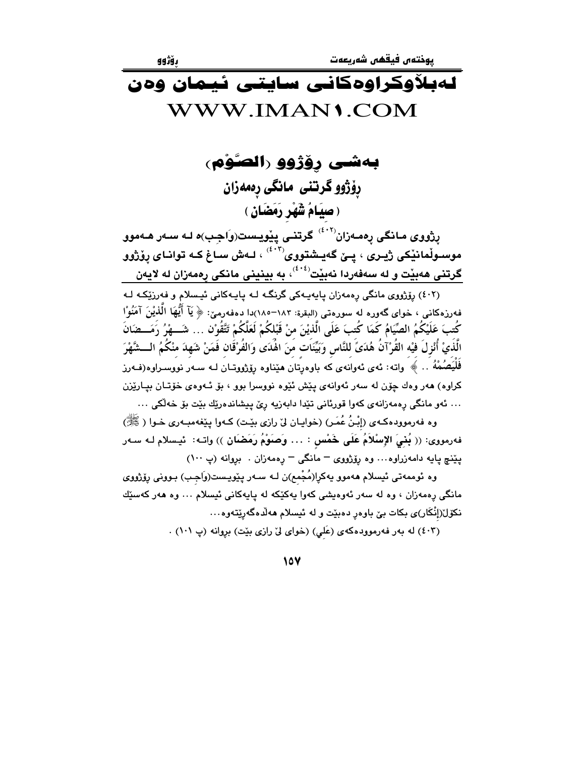# لەبلاوكراوەكانی سایتی ئیمان وەن WWW.IMAN1.COM

## بەشی ڕۆژوو (الصَّوْم)

### ڕۆژوو گرتنی مانگی ڕەمەزان

### ( صِيَامُ شَهْرِ رَمَضَان )

**ڕژووی مانگی ڕەمەزان[٤٠٢] گرتنی پێویست(وَاجِب)ە لە سەر هەموو موسوڵمانێكی ژیری ، پێ گەیشتووی[٤٠٣] ، لەش ساغ كە توانای ڕۆژوو گرتنی هەبێت و لە سەفەردا نەبێت[٤٠٤]، بە بینینی مانگی ڕەمەزان لە لایەن**

---

(٤٠٢) ڕۆژووی مانگی ڕەمەزان پایەیەكی گرنگە لە پایەكانی ئیسلام و فەرزێكە لە فەرزەكانی ، خوای گەورە لە سورەتی (البقرة: ١٨٣–١٨٥)دا دەفەرمێ: ﴿ يَآ أَيُّهَا الَّذِيْنَ آمَنُوْا كُتِبَ عَلَيْكُمُ الصِّيَامُ كَمَا كُتِبَ عَلَى الَّذِيْنَ مِنْ قَبْلِكُمْ لَعَلَّكُمْ تَتَّقُوْن ... شَهْرُ رَمَضَانَ الَّذِيْ أُنْزِلَ فِيْهِ القُرْآنُ هُدًى لِلنَّاسِ وَبَيِّنَات مِنَ الهُدَى وَالفُرْقَانِ فَمَنْ شَهِدَ مِنْكُمُ الشَّهْرَ فَلْيَصُمْهُ .. ﴾ واتە: ئەی ئەوانەی كە باوەڕتان هێناوە ڕۆژووتان لە سەر نووسراوە(فەرز كراوە) هەر وەك چۆن لە سەر ئەوانەی پێش ئێوە نووسرا بوو ، بۆ ئەوەی خۆتان بپارێزن ... ئەو مانگی ڕەمەزانەی كەوا قورئانی تێدا دابەزیە ڕێ پیشاندەرێك بێت بۆ خەڵكی ...

وە فەرموودەكەی (إِبْنُ عُمَر) (خوایان لێ رازی بێت) كەوا پێغەمبەری خوا ( ﷺ ) فەرمووی: (( بُنِيَ الإِسْلاَمُ عَلَى خَمْسٍ : ... وَصَوْمُ رَمَضَان )) واتە: ئیسلام لە سەر پێنج پایە دامەزراوە... وە ڕۆژووی – مانگی – ڕەمەزان . بروانە (پ ١٠٠)

وە ئوممەتی ئیسلام هەموو یەكڕا(مُجْمِع)ن لە سەر پێویست(وَاجِب) بوونی ڕۆژووی مانگی ڕەمەزان ، وە لە سەر ئەوەیشی كەوا یەكێكە لە پایەكانی ئیسلام ... وە هەر كەسێك نكۆڵ(إِنْكَار)ی بكات بێ باوەڕ دەبێت و لە ئیسلام هەڵدەگەڕێتەوە...

(٤٠٣) لە بەر فەرموودەكەی (عَلِي) (خوای لێ رازی بێت) بروانە (پ ١٠١) .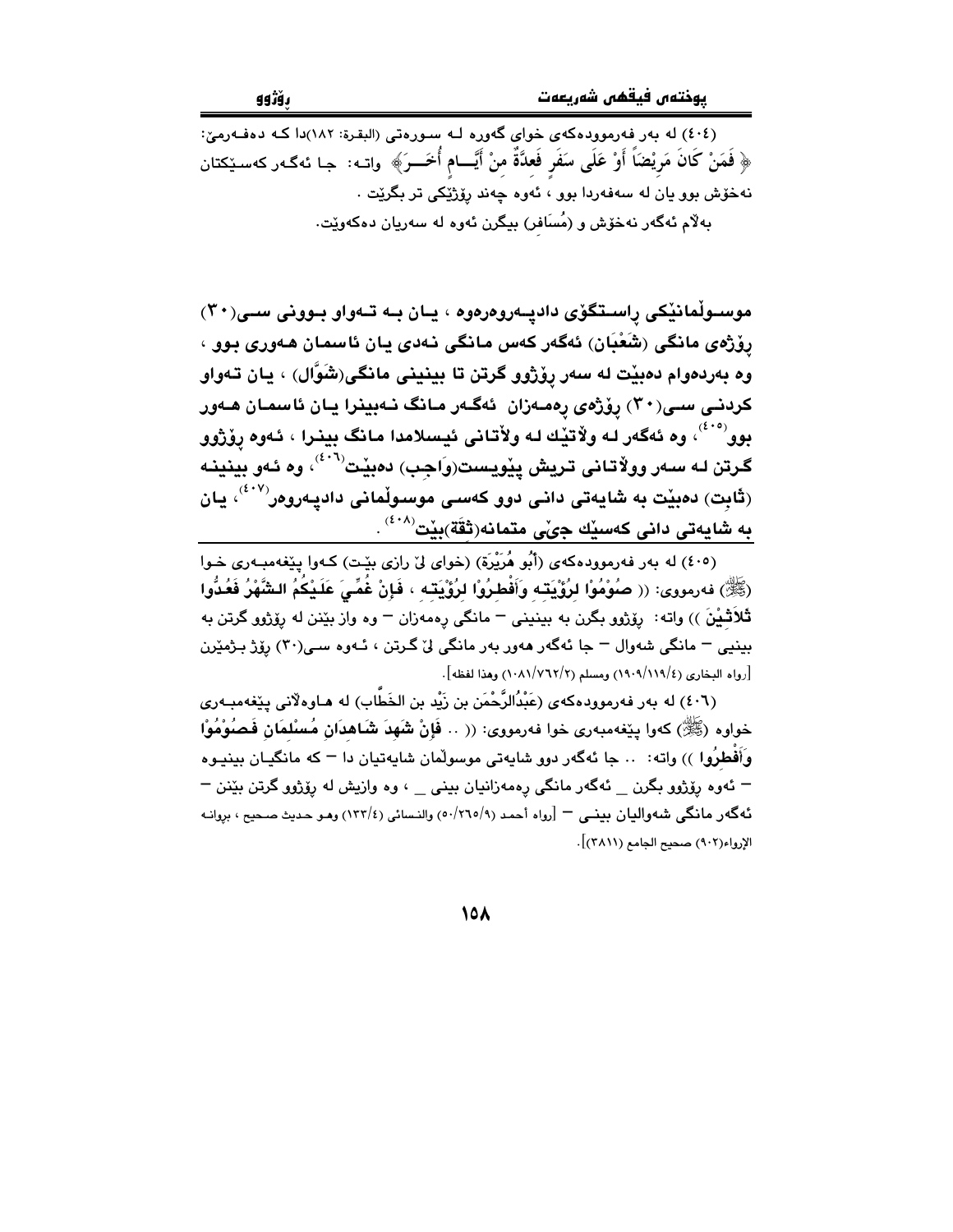(٤٠٤) له بەر فەرموودەكەی خوای گەورە لـە سـورەتی (البقرة: ١٨٢)دا كـە دەفـەرمێ: ﴿ فَمَنْ كَانَ مَرِيْضاً أَوْ عَلَى سَفَرٍ فَعِدَّةٌ مِنْ أَيَّـــامٍ أُخَـــرَ﴾ واتـە: جـا ئەگـەر كەسێكتان نەخۆش بوو یان لە سەفەردا بوو ، ئەوە چەند ڕۆژێكی تر بگرێت .

بەڵام ئەگەر نەخۆش و (مُسَافِر) بیگرن ئەوە لە سەریان دەكەوێت.

**موسـوڵمانێكی ڕاسـتگۆی دادپـەروەرەوە ، یـان بـە تـەواو بـوونی سـی(٣٠) ڕۆژەی مانگی (شَعْبَان) ئەگەر كەس مـانگی نـەدی یـان ئاسمـان هـەوری بـوو ، وە بەردەوام دەبێت لە سەر ڕۆژوو گرتن تا بینینی مانگی(شَوَّال) ، یـان تـەواو كردنـی سـی(٣٠) ڕۆژەی ڕەمـەزان ئەگـەر مـانگ نـەبینرا یـان ئاسمـان هـەور بوو[٤٠٥] ، وە ئەگەر لە وڵاتێك لـە وڵاتـانی ئیسلامدا مـانگ بینـرا ، ئەوە ڕۆژوو گـرتن لـە سـەر وولاتـانی تـریش پێویست(وَاجِب) دەبێـت[٤٠٦] ، وە ئـەو بینینـە (ثَابِت) دەبێت بە شایەتی دانی دوو كەسـی موسوڵمانی دادپـەروەر[٤٠٧] ، یـان بە شایەتی دانی كەسێك جێی متمانە(ثِقَة)بێت[٤٠٨] .**

(٤٠٥) لە بەر فەرموودەكەی (أَبُو هُرَيْرَة) (خوای لێ ڕازی بێـت) كـەوا پێغەمبـەری خـوا (ﷺ) فەرمووی: (( **صُوْمُوْا لِرُؤْيَتِـهِ وَأَفْطِرُوْا لِرُؤْيَتِـهِ ، فَإِنْ غُمِّيَ عَلَيْكُمُ الشَّهْرُ فَعُدُّوا ثَلاَثِيْنَ** )) واتە: ڕۆژوو بگرن بە بینینی – مانگی ڕەمەزان – وە واز بێنن لە ڕۆژوو گرتن بە بینیی – مانگی شەوال – جا ئەگەر هەور بەر مانگی لێ گـرتن ، ئـەوە سـی(٣٠) ڕۆژ بـژمێرن [رواه البخاري (١٩٠٩/١١٩/٤) ومسلم (١٠٨١/٧٦٢/٢) وهذا لفظه].

(٤٠٦) لە بەر فەرموودەكەی (عَبْدُالرَّحْمَن بن زَيْد بن الخَطَّاب) لە هـاوەڵانی پێغەمبـەری خواوە (ﷺ) كەوا پێغەمبەری خوا فەرمووی: (( .. **فَإِنْ شَهِدَ شَاهِدَانِ مُسْلِمَانِ فَصُوْمُوْا وَأَفْطِرُوا** )) واتە: .. جا ئەگەر دوو شایەتی موسوڵمان شایەتیان دا – كە مانگیـان بینیـوە – ئەوە ڕۆژوو بگرن _ ئەگەر مانگی ڕەمەزانیان بینی _ ، وە وازیش لە ڕۆژوو گرتن بێنن – ئەگەر مانگی شەوالیان بینـی – [رواه أحمد (٥٠/٢٦٥/٩) والنسائي (١٣٣/٤) وهـو حـديث صـحيح ، بروانـە الإرواء(٩٠٢) صحيح الجامع (٣٨١١)].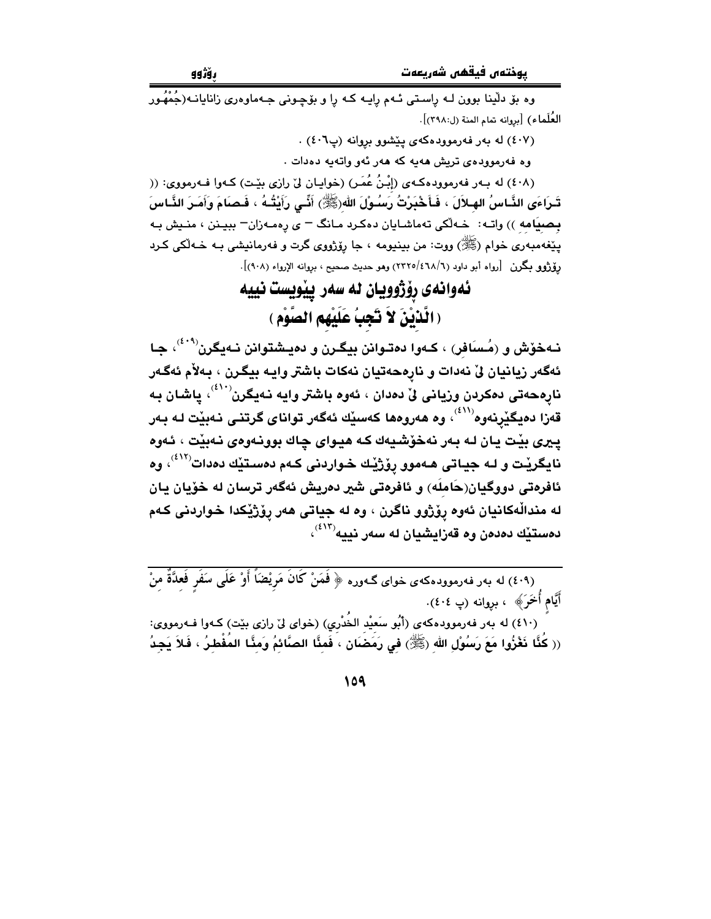وه بۆ دڵنیا بوون لـه ڕاسـتی ئـهم ڕایـه کـه ڕا و بۆچـونی جـهماوهری زانایانـه(جُمْهُور العُلَماء) [بڕوانه تمام المنة (ل:٣٩٨)].

(٤٠٧) له بهر فهرموودهکهی پێشوو بڕوانه (پ٤٠٦) .

وه فهرموودهی تریش ههیه که ههر ئهو واتهیه دهدات .

(٤٠٨) له بـهر فهرموودهکـهی (إِبْنُ عُمَر) (خوایـان لێ ڕازی بێـت) کـهوا فـهرمووی: (( تَـرَاءَى النَّـاسُ الهِـلاَلَ ، فَـأَخْبَرْتُ رَسُـوْلَ اللهِ(ﷺ) أَنِّـي رَأَيْتُـهُ ، فَصَامَ وَأَمَـرَ النَّـاسَ بِصِيَامِهِ )) واتـه: خـهڵکی تهماشـایان دهکـرد مـانگ – ی ڕهمـهزان– ببیـنن ، منـیش بـه پێغهمبهری خوام (ﷺ) ووت: من بینیومه ، جا ڕۆژووی گرت و فهرمانیشی بـه خـهڵکی کـرد ڕۆژوو بگرن [رواه أبو داود (٢٣٢٥/٤٦٨/٦) وهو حديث صحيح ، بڕوانه الإرواء (٩٠٨)].

## ئەوانەی ڕۆژوویان لە سەر پێویست نییە

## ( الَّذِيْنَ لاَ تَجِبُ عَلَيْهِم الصَّوْم )

**نـهخۆش و (مُـسَافِر) ، کـهوا دهتـوانن بیگـرن و دهیـشتوانن نـهیگرن[٤٠٩]، جـا ئهگهر زیانیان لێ نهدات و نارهحهتیان نهکات باشتر وایه بیگرن ، بهڵام ئهگهر نارهحهتی دهکردن وزیانی لێ دهدان ، ئهوه باشتر وایه نـهیگرن[٤١٠]، پاشان بـه قهزا دهیگێڕنهوه[٤١١]، وه ههروهها کهسێك ئهگهر توانای گرتنـی نـهبێت لـه بـهر پیری بێت یان لـه بـهر نهخۆشیهك کـه هیـوای چاك بوونـهوهی نـهبێت ، ئـهوه نایگرێت و لـه جیـاتی هـهموو ڕۆژێك خـواردنی کـهم دهسـتێك دهدات[٤١٢]، وه ئافرهتی دووگیان(حَامِلَه) و ئافرهتی شیر دهریش ئهگهر ترسان له خۆیان یان له منداڵهکانیان ئهوه ڕۆژوو ناگرن ، وه له جیاتی ههر ڕۆژێکدا خواردنی کـهم دهستێك دهدهن وه قهزایشیان له سهر نییه[٤١٣]،**

---

(٤٠٩) له بهر فهرموودهکهی خوای گـهوره ﴿ فَمَنْ كَانَ مَرِيْضاً أَوْ عَلَى سَفَرٍ فَعِدَّةٌ مِنْ أَيَّامٍ أُخَرَ﴾ ، بڕوانه (پ ٤٠٤).

(٤١٠) له بهر فهرموودهکهی (أَبُو سَعِيْد الخُدْرِي) (خوای لێ ڕازی بێت) کـهوا فـهرمووی: (( كُنَّا نَغْزُوا مَعَ رَسُوْلِ اللهِ (ﷺ) فِي رَمَضَان ، فَمِنَّا الصَّائِمُ وَمِنَّا المُفْطِرُ ، فَلاَ يَجِدُ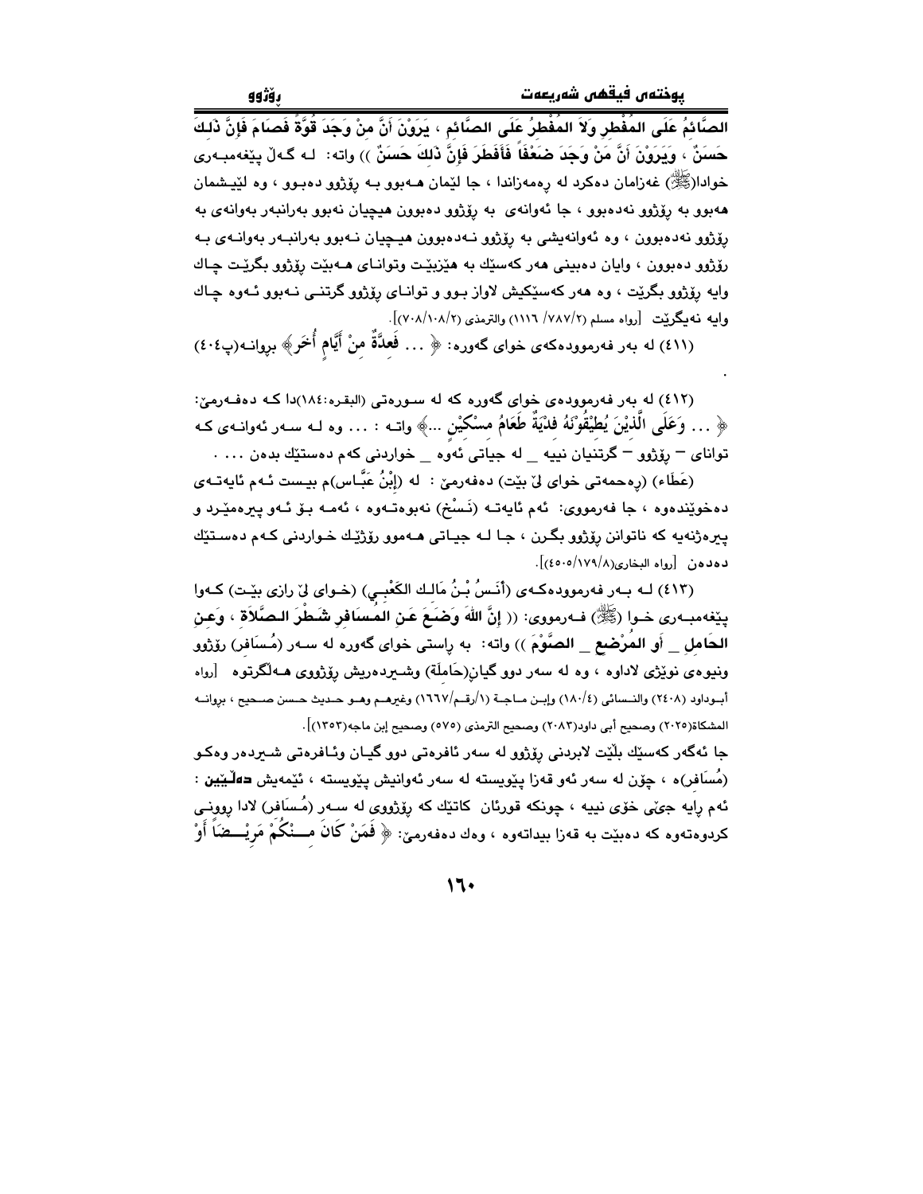**الصَّائِمُ عَلَى الْمُفْطِرِ وَلاَ الْمُفْطِرُ عَلَى الصَّائِمِ ، يَرَوْنَ أَنَّ مِنْ وَجَدَ قُوَّةً فَصَامَ فَإِنَّ ذَلِكَ حَسَنٌ ، وَيَرَوْنَ أَنَّ مَنْ وَجَدَ ضَعْفاً فَأَفْطَرَ فَإِنَّ ذَلِكَ حَسَنٌ ))** واته: لـه گـەڵ پێغەمبـەری خوادا(ﷺ) غەزامان دەکرد لە ڕەمەزاندا ، جا لێمان هـەبوو بـە ڕۆژوو دەبـوو ، وە لێیـشمان هەبوو بە ڕۆژوو نەدەبوو ، جا ئەوانەی بە ڕۆژوو دەبوون هیچیان نەبوو بەرانبەر بەوانەی بە ڕۆژوو نەدەبوون ، وە ئەوانەیشی بە ڕۆژوو نـەدەبوون هیـچیان نـەبوو بەرانبـەر بەوانـەی بـە ڕۆژوو دەبوون ، وایان دەبینی هەر کەسێك بە هێزبێـت وتوانـای هـەبێت ڕۆژوو بگرێـت چـاك وایە ڕۆژوو بگرێت ، وە هەر کەسێکیش لاواز بـوو و توانـای ڕۆژوو گرتنـی نـەبوو ئـەوە چـاك وایە نەیگرێت [رواه مسلم (٢/٧٨٧/ ١١١٦) والترمذي (٢/١٠٨/٧٠٨)].

(٤١١) لە بەر فەرموودەکەی خوای گەورە: ﴿ ... فَعِدَّةٌ مِنْ أَيَّامٍ أُخَرَ﴾ بڕوانـە(پ٤٠٤)

.

(٤١٢) لە بەر فەرموودەی خوای گەورە کە لە سـورەتی (البقرە:١٨٤)دا کـە دەفـەرمێ: ﴿ ... وَعَلَى الَّذِيْنَ يُطِيْقُوْنَهُ فِدْيَةٌ طَعَامُ مِسْكِيْنٍ ...﴾ واتـە : ... وە لـە سـەر ئەوانـەی کـە توانای – ڕۆژوو – گرتنیان نییە _ لە جیاتی ئەوە _ خواردنی کەم دەستێك بدەن ... .

(عَطَاء) (ڕەحمەتی خوای لێ بێت) دەفەرمێ : لە (إبْنُ عَبَّـاس)م بیـست ئـەم ئایەتـەی دەخوێندەوە ، جا فەرمووی: ئەم ئایەتـە (نَسْخ) نەبوەتـەوە ، ئەمـە بـۆ ئـەو پیرەمێـرد و پیرەژنەیە کە ناتوانن ڕۆژوو بگـرن ، جـا لـە جیـاتی هـەموو ڕۆژێـك خـواردنی کـەم دەسـتێك دەدەن [رواه البخاري(٨/١٧٩/٤٥٠٥)].

(٤١٣) لـە بـەر فەرموودەکـەی (أَنَـسُ بْـنُ مَالِـك الكَعْبِـي) (خـوای لێ ڕازی بێـت) کـەوا پێغەمبـەری خـوا (ﷺ) فـەرمووی: (( **إِنَّ اللهَ وَضَعَ عَنِ المُسَافِرِ شَطْرَ الصَّلاَةِ ، وَعَنِ الحَامِلِ _ أَوِ المُرْضِعِ _ الصَّوْمَ** )) واتە: بە ڕاستی خوای گەورە لە سـەر (مُسَافِر) ڕۆژوو ونیوەی نوێژی لاداوە ، وە لە سەر دوو گیان(حَامِلَة) وشـیردەریش ڕۆژووی هـەڵگرتوە [رواه أبـوداود (٢٤٠٨) والنـسائي (٤/١٨٠) وإبـن مـاجـة (١/رقـم/١٦٦٧) وغيرهـم وهـو حـديث حـسن صـحيح ، بڕوانـە المشكاة(٢٠٢٥) وصحيح أبي داود(٢٠٨٣) وصحيح الترمذي (٥٧٥) وصحيح إبن ماجه(١٣٥٣)].

جا ئەگەر کەسێك بڵێت لابردنی ڕۆژوو لە سەر ئافرەتی دوو گیـان وئـافرەتی شـیردەر وەکـو (مُسَافِر)ە ، چۆن لە سەر ئەو قەزا پێویستە لە سەر ئەوانیش پێویستە ، ئێمەیش **دەڵێین** : ئەم ڕایە جێی خۆی نییە ، چونکە قورئان کاتێك کە ڕۆژووی لە سـەر (مُسَافِر) لادا ڕوونـی کردوەتەوە کە دەبێت بە قەزا بیداتەوە ، وەك دەفەرمێ: ﴿ فَمَنْ كَانَ مِـنْكُمْ مَرِيْـضاً أَوْ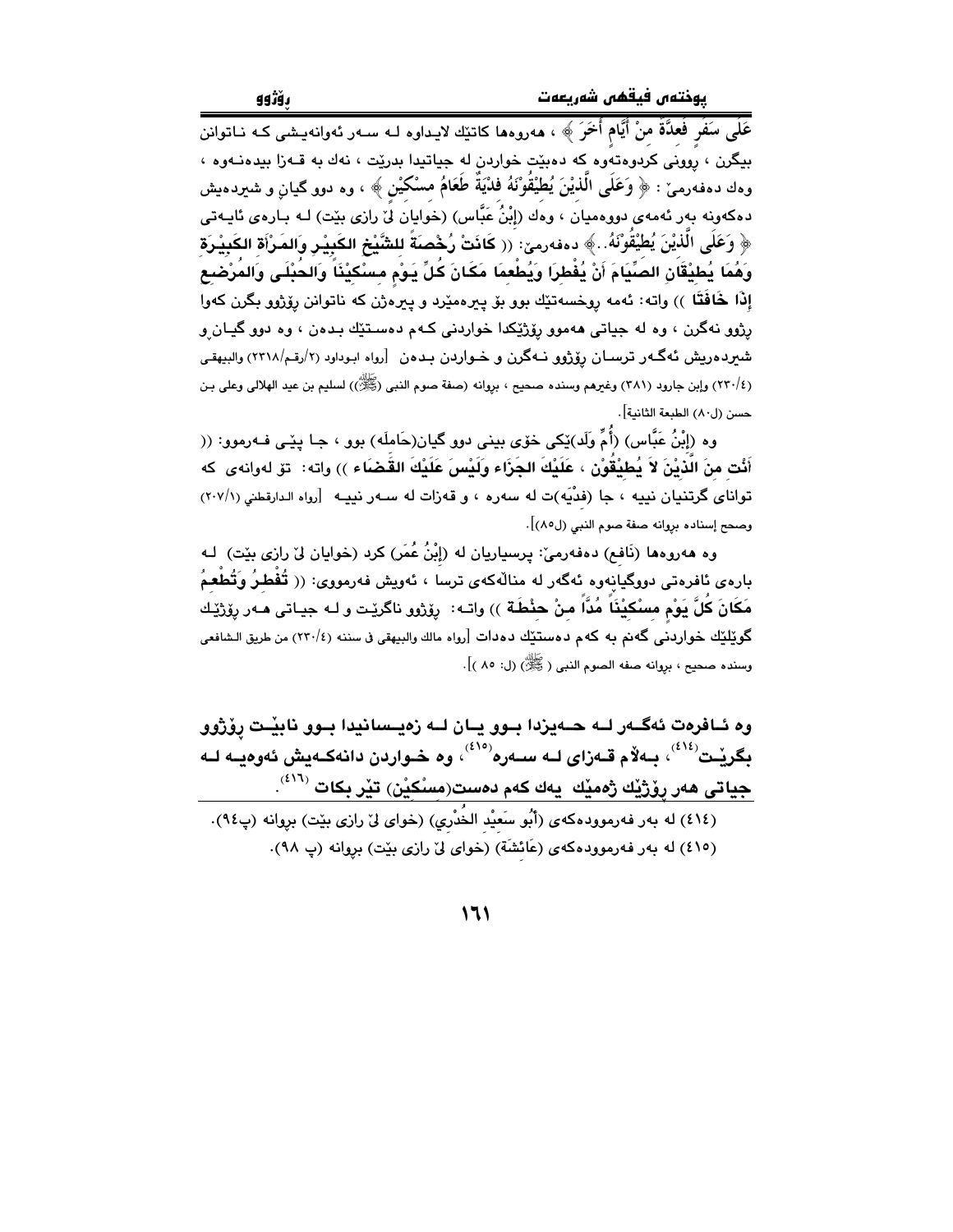عَلَى سَفَرٍ فَعِدَّةٌ مِنْ أَيَّامٍ أُخَرَ ﴾ ، هەروەها کاتێك لایداوە لە سەر ئەوانەیشی کە ناتوانن بیگرن ، ڕوونی کردوەتەوە کە دەبێت خواردن لە جیاتیدا بدرێت ، نەك بە قەزا بیدەنەوە ، وەك دەفەرمێ : ﴿ وَعَلَى الَّذِيْنَ يُطِيْقُوْنَهُ فِدْيَةٌ طَعَامُ مِسْكِيْنٍ ﴾ ، وە دوو گیان و شیردەیش دەکەونە بەر ئەمەی دووەمیان ، وەك (إِبْنُ عَبَّاس) (خوایان لێ ڕازی بێت) لە بارەی ئایەتی ﴿ وَعَلَى الَّذِيْنَ يُطِيْقُوْنَهُ.. ﴾ دەفەرمێ: (( **كَانَتْ رُخْصَةً لِلشَّيْخِ الكَبِيْرِ وَالمَرْأَةِ الكَبِيْرَةِ وَهُمَا يُطِيْقَانِ الصِّيَامَ أَنْ يُفْطِرَا وَيُطْعِمَا مَكَانَ كُلِّ يَوْمٍ مِسْكِيْنًا وَالحُبْلَى وَالمُرْضِعِ إِذَا خَافَتَا** )) واتە: ئەمە ڕوخسەتێك بوو بۆ پیرەمێرد و پیرەژن کە ناتوانن ڕۆژوو بگرن کەوا ڕۆژوو نەگرن ، وە لە جیاتی هەموو ڕۆژێکدا خواردنی کەم دەستێك بدەن ، وە دوو گیان و شیردەریش ئەگەر ترسان ڕۆژوو نەگرن و خواردن بدەن [رواه ابوداود (٢/رقم/٢٣١٨) والبيهقى (٢٣٠/٤) وإبن جارود (٣٨١) وغيرهم وسنده صحيح ، بڕوانە (صفة صوم النبى (ﷺ)) لسليم بن عيد الهلالى وعلى بن حسن (ل٨٠) الطبعة الثانية].

وە (إِبْنُ عَبَّاس) (أُمِّ وَلَد)ێکی خۆی بینی دوو گیان(حَامِلَه) بوو ، جا پێی فەرموو: (( **أَنْتِ مِنَ الَّذِيْنَ لاَ يُطِيْقُوْنَ ، عَلَيْكِ الجَزَاءِ وَلَيْسَ عَلَيْكِ القَضَاءِ** )) واتە: تۆ لەوانەی کە توانای گرتنیان نییە ، جا (فِدْيَه)ت لە سەرە ، و قەزات لە سەر نییە [رواه الدارقطني (٢٠٧/١) وصحح إسناده بڕوانە صفة صوم النبي (ل٨٥)].

وە هەروەها (نَافِع) دەفەرمێ: پرسیاریان لە (إِبْنُ عُمَر) کرد (خوایان لێ ڕازی بێت) لە بارەی ئافرەتی دووگیانەوە ئەگەر لە منالەکەی ترسا ، ئەویش فەرمووی: (( **تُفْطِرُ وَتُطْعِمُ مَكَانَ كُلَّ يَوْمٍ مِسْكِيْنًا مُدًّا مِنْ حِنْطَةٍ** )) واتە: ڕۆژوو ناگرێت و لە جیاتی هەر ڕۆژێك گوێلێك خواردنی گەنم بە کەم دەستێك دەدات [رواه مالك والبيهقى فى سننه (٢٣٠/٤) من طريق الشافعى وسنده صحيح ، بڕوانە صفه الصوم النبى ( ﷺ) (ل: ٨٥ )].

**وە ئافرەت ئەگەر لە حەیزدا بوو یان لە زەیسانیدا بوو نابێت ڕۆژوو بگرێت[٤١٤] ، بەڵام قەزای لە سەرە[٤١٥] ، وە خواردن دانەکەیش ئەوەیە لە جیاتی هەر ڕۆژێك ژەمێك یەك کەم دەست(مِسْكِيْن) تێر بکات[٤١٦].**

---

(٤١٤) لە بەر فەرموودەکەی (أَبُو سَعِيْد الخُدْرِي) (خوای لێ ڕازی بێت) بڕوانە (پ٩٤).

(٤١٥) لە بەر فەرموودەکەی (عَائِشَة) (خوای لێ ڕازی بێت) بڕوانە (پ ٩٨).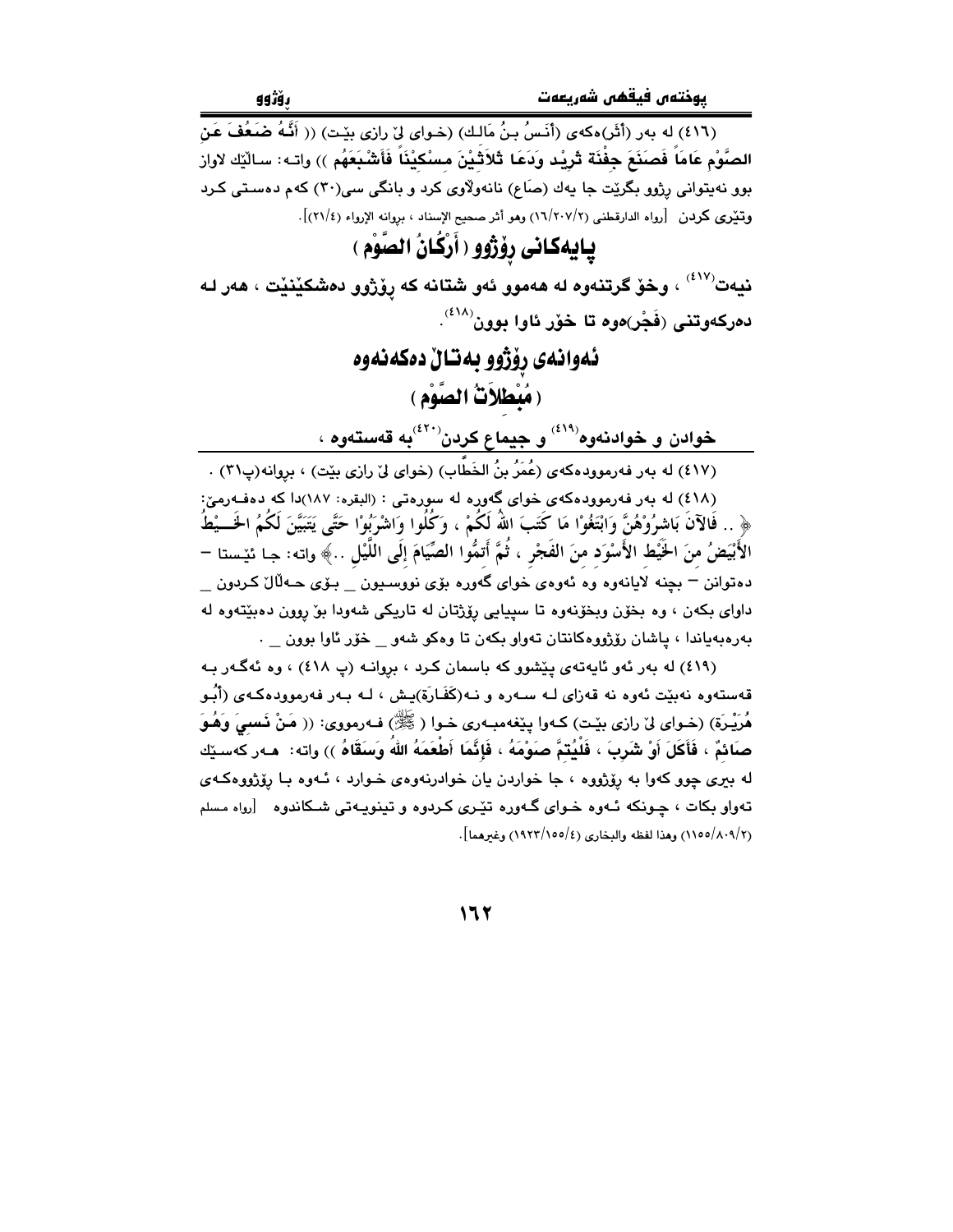(٤١٦) له بەر (أَثَر)ەكەى (أَنَسُ بنُ مَالك) (خواى لێ رازى بێت) (( أَنَّهُ ضَعُفَ عَنِ الصَّوْمِ عَاماً فَصَنَعَ جِفْنَة ثَرِيْد وَدَعَا ثَلاَثِيْنَ مِسْكِيْنَاً فَأَشْبَعَهُم )) واتە: ساڵێك لاواز بوو نەیتوانى ڕۆژوو بگرێت جا یەك (صَاع) نانەولاوى كرد و بانگى سى(٣٠) كەم دەستى كرد وتێرى كردن [رواه الدارقطني (١٦/٢٠٧/٢) وهو أثر صحيح الإسناد ، بروانه الإرواء (٢١/٤)].

## پایەكانى ڕۆژوو ( أَرْكَانُ الصَّوْم )

**نیەت[٤١٧] ، وخۆ گرتنەوە لە هەموو ئەو شتانە كە ڕۆژوو دەشكێنێت ، هەر لە دەركەوتنى (فَجْر)ەوە تا خۆر ئاوا بوون[٤١٨].**

## ئەوانەى ڕۆژوو بەتاڵ دەكەنەوە ( مُبْطلاَتُ الصَّوْم )

**خواردن و خواردنەوە[٤١٩] و جیماع كردن[٤٢٠] بە قەستەوە ،**

---

(٤١٧) لە بەر فەرموودەكەى (عُمَرُ بنُ الخَطَّاب) (خواى لێ رازى بێت) ، بروانە(پ٣١) .

(٤١٨) لە بەر فەرموودەكەى خواى گەورە لە سورەتى : (البقرە: ١٨٧)دا كە دەفەرمێ: ﴿ .. فَالآنَ بَاشِرُوْهُنَّ وَابْتَغُوْا مَا كَتَبَ اللهُ لَكُمْ ، وَكُلُوا وَاشْرَبُوْا حَتَّى يَتَبَيَّنَ لَكُمُ الخَيْطُ الأَبْيَضُ مِنَ الخَيْطِ الأَسْوَدِ مِنَ الفَجْرِ ، ثُمَّ أَتِمُّوا الصِّيَامَ إِلَى اللَّيْلِ ..﴾ واتە: جا ئێستا – دەتوانن – بچنە لایانەوە وە ئەوەى خواى گەورە بۆى نووسیون _ بۆى حەڵاڵ كردون _ داواى بكەن ، وە بخۆن وبخۆنەوە تا سپیایى ڕۆژتان لە تاریكى شەودا بۆ ڕوون دەبێتەوە لە بەرەبەیاندا ، پاشان ڕۆژووەكانتان تەواو بكەن تا وەكو شەو _ خۆر ئاوا بوون _ .

(٤١٩) لە بەر ئەو ئایەتەى پێشوو كە باسمان كرد ، بروانە (پ ٤١٨) ، وە ئەگەر بە قەستەوە نەبێت ئەوە نە قەزاى لە سەرە و نە(كَفَارَة)یش ، لە بەر فەرموودەكەى (أَبُو هُرَيْرَة) (خواى لێ رازى بێت) كەوا پێغەمبەرى خوا ( ﷺ) فەرمووى: (( مَنْ نَسِيَ وَهُوَ صَائِمٌ ، فَأَكَلَ أَوْ شَرِبَ ، فَلْيُتِمَّ صَوْمَهُ ، فَإِنَّمَا أَطْعَمَهُ اللهُ وَسَقَاهُ )) واتە: هەر كەسێك لە بیرى چوو كەوا بە ڕۆژووە ، جا خواردن یان خواردنەوەى خوارد ، ئەوە با ڕۆژووەكەى تەواو بكات ، چونكە ئەوە خواى گەورە تێرى كردوە و تینویەتى شكاندوە [رواه مسلم (١١٥٥/٨٠٩/٢) وهذا لفظه والبخاري (١٩٢٣/١٥٥/٤) وغيرهما].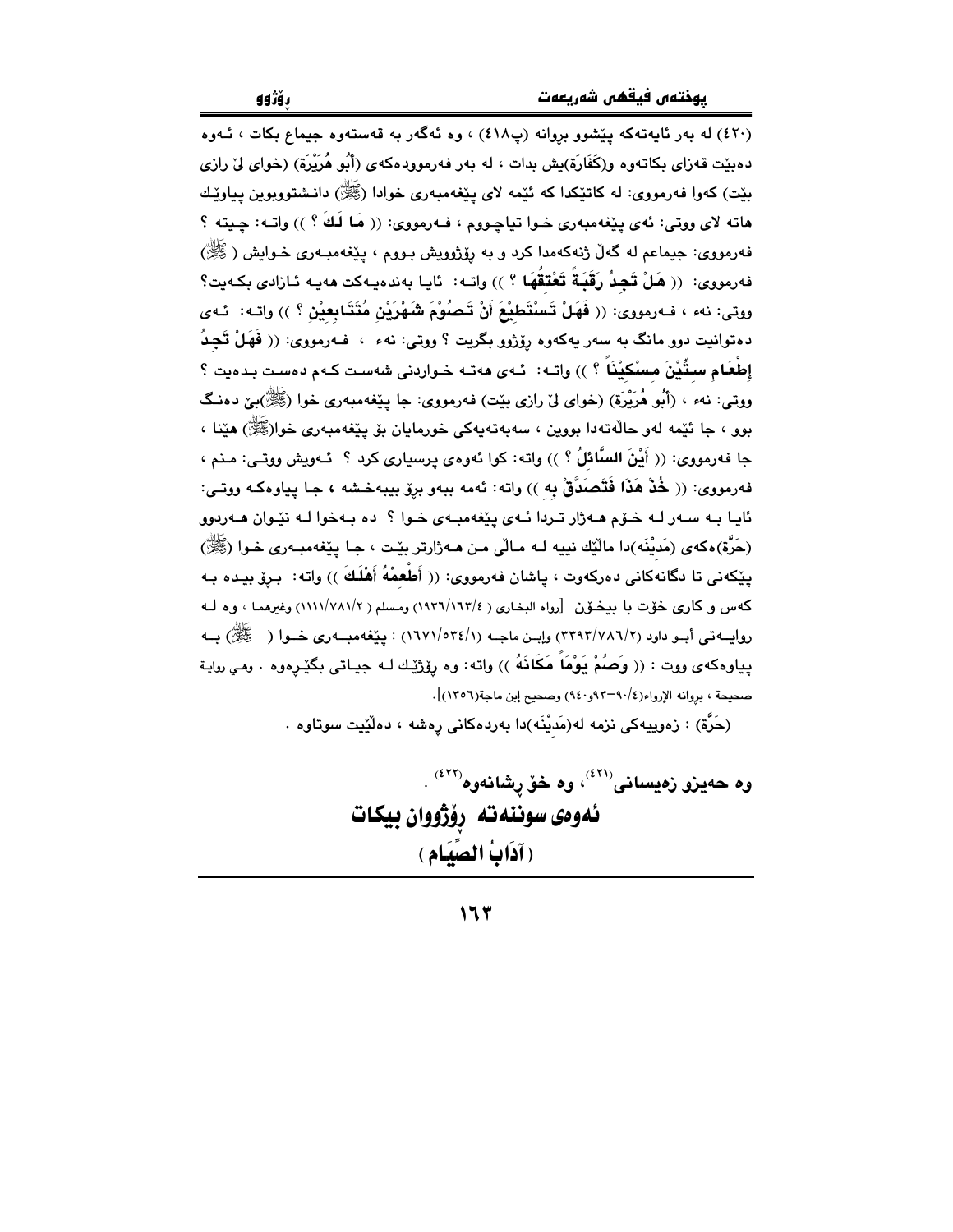(٤٢٠) له بەر ئایەتەکە پێشوو بروانە (پ٤١٨) ، وە ئەگەر بە قەستەوە جیماع بکات ، ئـەوە دەبێت قەزای بکاتەوە و(كَفَارَة)یش بدات ، لە بەر فەرموودەکەی (أَبُو هُرَيْرَة) (خوای لێ رازی بێت) کەوا فەرمووی: لە کاتێکدا کە ئێمە لای پێغەمبەری خوادا (ﷺ) دانـشتووبوین پیاوێـك هاتە لای ووتی: ئەی پێغەمبەری خـوا تیاچـووم ، فـەرمووی: (( مَا لَكَ ؟ )) واتـە: چـیتە ؟ فەرمووی: جیماعم لە گەڵ ژنەکەمدا کرد و بە ڕۆژوویش بـووم ، پێغەمبـەری خـوایش ( ﷺ) فەرمووی: (( هَلْ تَجِدُ رَقَبَةً تَعْتِقُهَا ؟ )) واتـە: ئایـا بەندەیـەکت هەیـە ئـازادی بکـەیت؟ ووتی: نەء ، فـەرمووی: (( فَهَلْ تَسْتَطِيْعَ أَنْ تَصُوْمَ شَهْرَيْنِ مُتَتَابِعيْنِ ؟ )) واتـە: ئـەی دەتوانیت دوو مانگ بە سەر یەکەوە ڕۆژوو بگریت ؟ ووتی: نەء ، فـەرمووی: (( فَهَلْ تَجِدُ إِطْعَامِ سِتِّيْنَ مِسْكِيْنَاً ؟ )) واتـە: ئـەی هەتـە خـواردنی شەسـت کـەم دەسـت بـدەیت ؟ ووتی: نەء ، (أَبُو هُرَيْرَة) (خوای لێ رازی بێت) فەرمووی: جا پێغەمبەری خوا (ﷺ)بێ دەنـگ بوو ، جا ئێمە لەو حاڵەتەدا بووین ، سەبەتەیەکی خورمایان بۆ پێغەمبەری خوا(ﷺ) هێنا ، جا فەرمووی: (( أَيْنَ السَّائِلُ ؟ )) واتە: کوا ئەوەی پرسیاری کرد ؟ ئـەویش ووتـی: مـنم ، فەرمووی: (( خُذْ هَذَا فَتَصَدَّقْ بِهِ )) واتە: ئەمە ببەو برۆ ببیەخـشە ، جـا پیاوەکـە ووتـی: ئایـا بـە سـەر لـە خـۆم هـەژار تـردا ئـەی پێغەمبـەی خـوا ؟ دە بـەخوا لـە نێـوان هـەردوو (حَرَّة)ەکەی (مَدِيْنَه)دا ماڵێك نییە لـە ماڵی مـن هـەژارتر بێـت ، جـا پێغەمبـەری خـوا (ﷺ) پێکەنی تا دگانەکانی دەرکەوت ، پاشان فەرمووی: (( أَطْعِمْهُ أَهْلَكَ )) واتە: بـڕۆ بیـدە بـە کەس و کاری خۆت با بیخـۆن [رواه البخاري ( ٤/١٦٣/١٩٣٦) ومسلم ( ٢/٧٨١/١١١١) وغيرهما ، وە لـە ڕوایـەتی أبـو داود (٢/٧٨٦/٣٣٩٣) وإبـن ماجـه (١/٥٣٤/١٦٧١) : پێغەمبـەری خـوا ( ﷺ) بـە پیاوەکەی ووت : (( وَصُمْ يَوْمَاً مَكَانَهُ )) واتە: وە ڕۆژێـك لـە جیـاتی بگێـڕەوە . وهي رواية صحيحة ، بروانە الإرواء(٤/٩٠-٩٣و٩٤٠) وصحيح إبن ماجة(١٣٥٦)].

(حَرَّة) : زەوییەکی نزمە لە(مَدِيْنَه)دا بەردەکانی ڕەشە ، دەڵێیت سوتاوە .

وە حەیزو زەیسانی[٤٢١]، وە خۆ ڕشانەوە[٤٢٢] .

## ئەوەی سوننەتە ڕۆژووان بیکات

## ( آدَابُ الصِّيَام )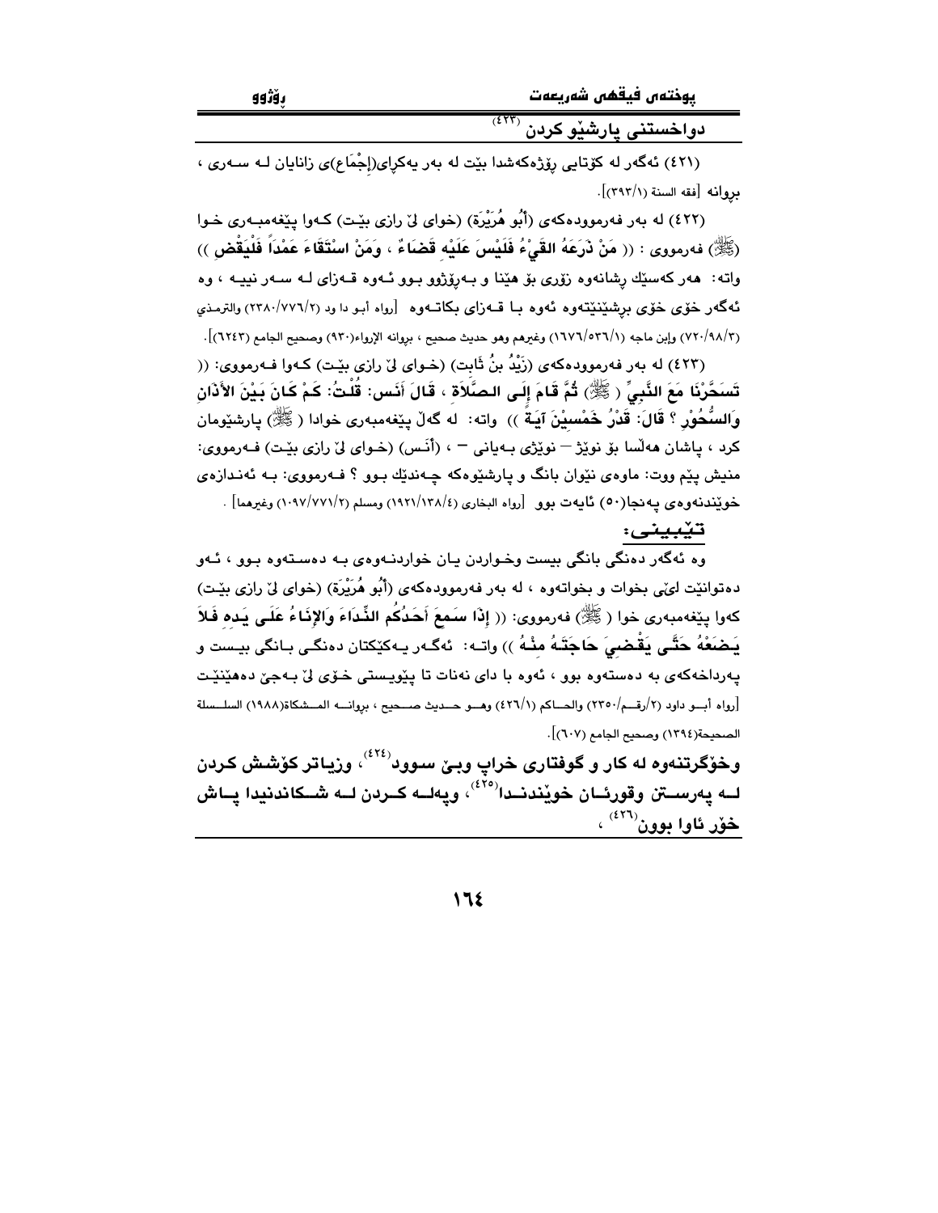## دواخستنی پارشێو کردن [423]

(٤٢١) ئەگەر لە کۆتایی ڕۆژەکەشدا بێت لە بەر یەکڕای(إِجْمَاع)ی زانایان لـە سـەری ، بڕوانە [فقه السنة (٣٩٣/١)].

(٤٢٢) لە بەر فەرموودەکەی (أَبُو هُرَيْرَة) (خوای لێ ڕازی بێـت) کـەوا پێغەمبـەری خـوا (ﷺ) فەرمووی : (( **مَنْ ذَرَعَهُ القَيْءُ فَلَيْسَ عَلَيْهِ قَضَاءٌ ، وَمَنْ اسْتَقَاءَ عَمْداً فَلْيَقْضِ** )) واتە: هەر کەسێك ڕشانەوە زۆری بۆ هێنا و بەڕۆژوو بـوو ئـەوە قـەزای لـە سـەر نییـە ، وە ئەگەر خۆی خۆی بڕشێنێتەوە ئەوە بـا قـەزای بکاتـەوە [رواه أبـو دا ود (٢٣٨٠/٧٧٦/٢) والترمـذي (٧٢٠/٩٨/٣) وإبن ماجه (١٦٧٦/٥٣٦/١) وغيرهم وهو حديث صحيح ، بروانه الإرواء(٩٣٠) وصحيح الجامع (٦٢٤٣)].

(٤٢٣) لە بەر فەرموودەکەی (زَيْدُ بنُ ثَابِت) (خـوای لێ ڕازی بێـت) کـەوا فـەرمووی: (( **تَسَحَّرْنَا مَعَ النَّبِيِّ ( ﷺ) ثُمَّ قَامَ إِلَى الصَّلاَةِ ، قَالَ أَنَس: قُلْتُ: كَمْ كَانَ بَيْنَ الأَذَانِ وَالسُّحُورِ ؟ قَالَ: قَدْرُ خَمْسِيْنَ آيَةً** )) واتە: لە گەڵ پێغەمبەری خوادا ( ﷺ) پارشێومان کرد ، پاشان هەڵسا بۆ نوێژ – نوێژی بـەیانی – ، (أَنَـس) (خـوای لێ ڕازی بێـت) فـەرمووی: منیش پێم ووت: ماوەی نێوان بانگ و پارشێوەکە چـەندێك بـوو ؟ فـەرمووی: بـە ئەنـدازەی خوێندنەوەی پەنجا(٥٠) ئایەت بوو [رواه البخاري (١٩٢١/١٣٨/٤) ومسلم (١٠٩٧/٧٧١/٢) وغيرهما] .

**تێبینی:**

وە ئەگەر دەنگی بانگی بیست وخـواردن یـان خواردنـەوەی بـە دەسـتەوە بـوو ، ئـەو دەتوانێت لێی بخوات و بخواتەوە ، لە بەر فەرموودەکەی (أَبُو هُرَيْرَة) (خوای لێ ڕازی بێـت) کەوا پێغەمبەری خوا ( ﷺ) فەرمووی: (( **إِذَا سَمِعَ أَحَدُكُم النِّدَاءَ وَالإِنَاءُ عَلَى يَدِه فَلاَ يَضَعْهُ حَتَّى يَقْضِيَ حَاجَتَهُ مِنْهُ** )) واتـە: ئەگـەر یـەکێکتان دەنگـی بـانگی بیـست و پەرداخەکەی بە دەستەوە بوو ، ئەوە با دای نەنات تا پێویـستی خـۆی لێ بـەجێ دەهێنێـت [رواه أبـو داود (٢/رقـم/٢٣٥٠) والحـاكم (٤٢٦/١) وهـو حـديث صـحيح ، بروانـه المـشكاة(١٩٨٨) السلـسلة الصحيحة(١٣٩٤) وصحيح الجامع (٦٠٧)].

**وخۆگرتنەوە لە کار و گوفتاری خراپ وبێ سوود[424] ، وزیاتر کۆشش کردن لـە پەرسـتن وقورئـان خوێندنـدا[425] ، وپەلـە کـردن لـە شـکاندنیدا پـاش خۆر ئاوا بوون[426] ،**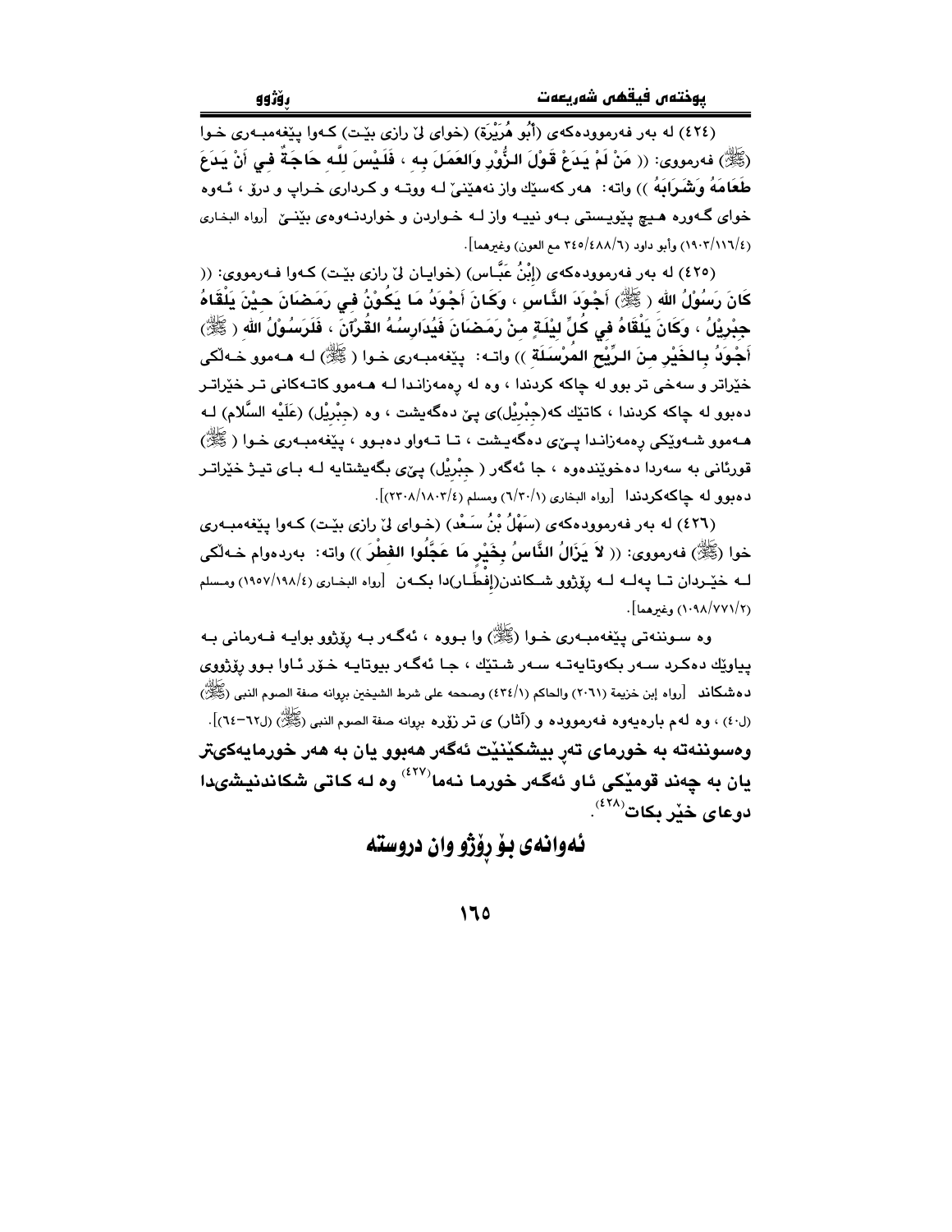(٤٢٤) له بهر فهرموودهكهى (أَبُو هُرَيْرَة) (خواى لىّ رازى بيّت) كـهوا پيّغهمبـهرى خـوا (ﷺ) فهرمووى: (( **مَنْ لَمْ يَدَعْ قَوْلَ الزُّوْرِ وَالعَمَلَ بِه ، فَلَيْسَ للَّه حَاجَةٌ فِي أَنْ يَدَعَ طَعَامَهُ وَشَرَابَهُ** )) واته: هەر كەسێك واز نەهێنىّ لـه ووتـه و كـردارى خـراپ و درۆ ، ئـهوه خواى گـهوره هـيچ پێويـستى بـهو نييـه واز لـه خـواردن و خواردنـهوهى بێنـىّ [رواه البخاري (١٩٠٣/١١٦/٤) وأبو داود (٣٤٥/٤٨٨/٦ مع العون) وغيرهما].

(٤٢٥) له بهر فهرموودهكهى (إِبْنُ عَبَّاس) (خوايـان لىّ رازى بيّـت) كـهوا فـهرمووى: (( **كَانَ رَسُوْلُ الله ( ﷺ) أَجْوَدَ النَّاسِ ، وَكَانَ أَجْوَدُ مَا يَكُوْنُ فِي رَمَضَانَ حِيْنَ يَلْقَاهُ جِبْرِيْلُ ، وَكَانَ يَلْقَاهُ فِي كُلِّ لَيْلَةٍ مِنْ رَمَضَانَ فَيُدَارِسُهُ القُرْآنَ ، فَلَرَسُوْلُ الله ( ﷺ) أَجْوَدُ بِالخَيْرِ مِنَ الرِّيْحِ المُرْسَلَة** )) واتـه: پێغهمبـهرى خـوا ( ﷺ) لـه هـهموو خـهڵكى خێراتر و سەخى تر بوو له چاكه كردندا ، وه له ڕهمهزاندا لـه هـهموو كاتـهكانى تـر خێراتـر دەبوو له چاكه كردندا ، كاتێك كه(جِبْرِيْل)ى پىّ دەگەيشت ، وه (جِبْرِيْل) (عَلَيْه السَّلام) لـه هـهموو شـهوێكى ڕهمهزانـدا پـێى دهگـهيشت ، تـا تـهواو دهبـوو ، پێغهمبـهرى خـوا ( ﷺ) قورئانى به سەردا دەخوێندەوه ، جا ئەگەر ( جِبْرِيْل) پێى بگەيشتايه لـه بـاى تيـژ خێراتـر دەبوو له چاكەكردندا [رواه البخاري (٦/٣٠/١) ومسلم (٢٣٠٨/١٨٠٣/٤)].

(٤٢٦) له بهر فهرموودهكهى (سَهْلُ بْنُ سَعْد) (خـواى لىّ رازى بيّـت) كـهوا پيّغهمبـهرى خوا (ﷺ) فهرمووى: (( **لاَ يَزَالُ النَّاسُ بِخَيْرٍ مَا عَجَّلُوا الفِطْرَ** )) واته: بەردەوام خـهڵكى لـه خێـردان تـا پەلـه لـه ڕۆژوو شـكاندن(إِفْطَـار)دا بكـهن [رواه البخاري (١٩٥٧/١٩٨/٤) ومسلم (١٠٩٨/٧٧١/٢) وغيرهما].

وه سـوننەتى پێغهمبـهرى خـوا (ﷺ) وا بـووه ، ئەگـەر بـه ڕۆژوو بوايـه فـهرمانى بـه پياوێك دەكـرد سـەر بكەوتايەتـه سـەر شـتێك ، جـا ئەگـەر بيوتايـه خـۆر ئـاوا بـوو ڕۆژووى دەشكاند [رواه إبن خزيمة (٢٠٦١) والحاكم (٤٣٤/١) وصححه على شرط الشيخين بروانه صفة الصوم النبي (ﷺ) (ل٤٠) ، وه لهم بارەيەوه فەرمووده و (آثار) ى تر زۆره بروانه صفة الصوم النبي (ﷺ) (ل٦٢-٦٤)].

**وهسوننەته به خورماى تەڕ بيشكێنێت ئەگەر هەبوو يان به هەر خورمايەكىتر يان به چەند قومێكى ئاو ئەگەر خورما نەما[٤٢٧] وه لـه كـاتى شكاندنيشىدا دوعاى خێر بكات[٤٢٨].**

## ئەوانەى بۆ ڕۆژو وان دروسته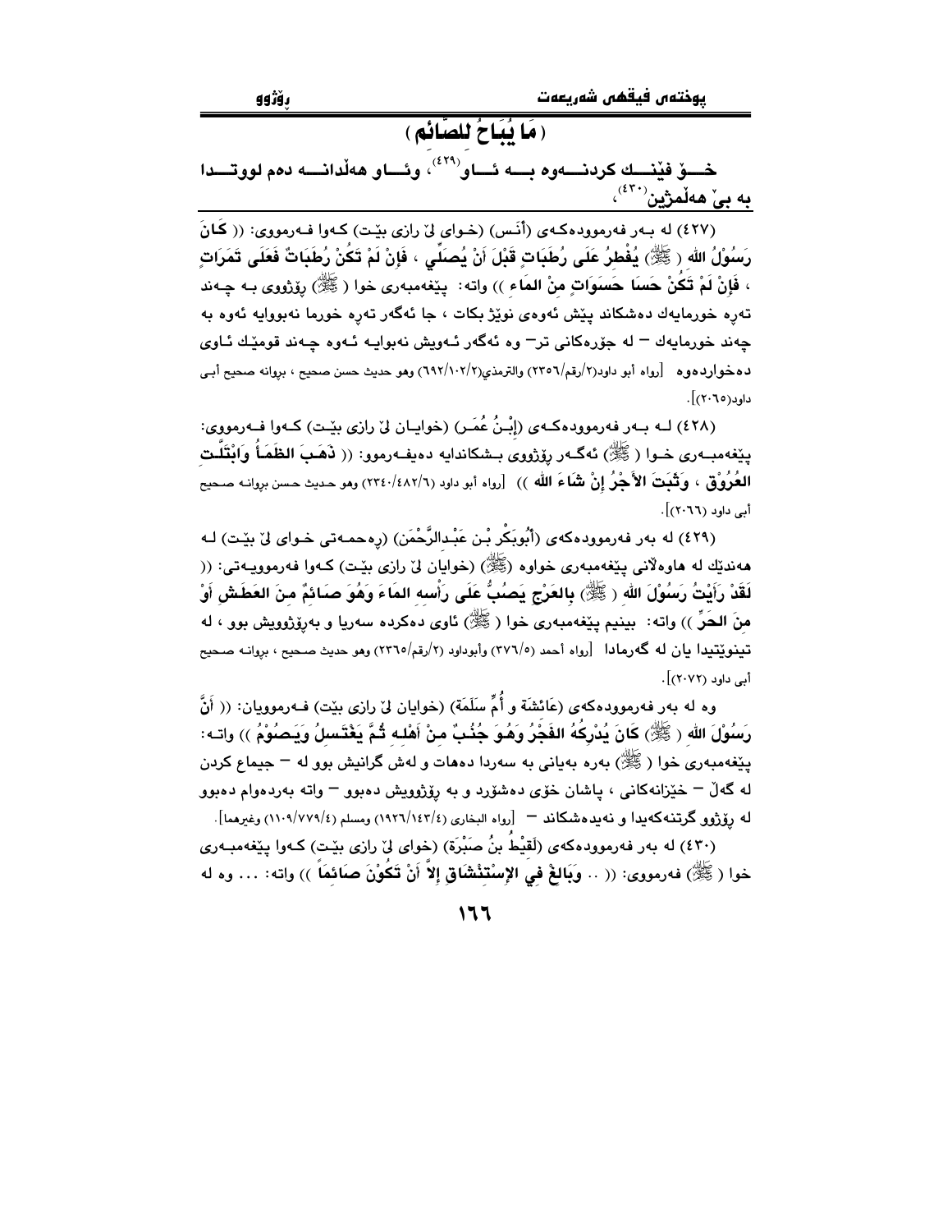## ( مَا يُبَاحُ للصَّائِم )

**خــــۆ فێنـــك كردنــــەوە بــــە ئـــاو[٤٢٩]، وئـــاو هەڵدانــــە دەم لووتــــدا بە بێ هەڵمژین[٤٣٠]،**

(٤٢٧) لە بـەر فەرموودەكـەى (أَنَس) (خـواى لێ رازى بێـت) كـەوا فـەرمووى: (( **كَانَ رَسُوْلُ الله ( ﷺ) يُفْطِرُ عَلَى رُطَبَاتٍ قَبْلَ أَنْ يُصَلِّي ، فَإِنْ لَمْ تَكُنْ رُطَبَاتٌ فَعَلَى تَمَرَاتٍ ، فَإِنْ لَمْ تَكُنْ حَسَا حَسَوَاتٍ مِنْ المَاءِ** )) واتە: پێغەمبەرى خوا ( ﷺ) ڕۆژووى بـە چـەند تەڕە خورمایەك دەشكاند پێش ئەوەى نوێژ بكات ، جا ئەگەر تەڕە خورما نەبووایە ئەوە بە چەند خورمایەك – لە جۆرەكانى تر– وە ئەگەر ئـەویش نەبوایـە ئـەوە چـەند قومێـك ئـاوى دەخواردەوە [رواه أبو داود(٢/رقم/٢٣٥٦) والترمذي(٢/١٠٢/٦٩٢) وهو حديث حسن صحيح ، بروانە صحيح أبى داود(٢٠٦٥)].

(٤٢٨) لـە بـەر فەرموودەكـەى (إِبْـنُ عُمَـر) (خوایـان لێ رازى بێـت) كـەوا فـەرمووى: پێغەمبـەرى خـوا ( ﷺ) ئەگـەر ڕۆژووى بـشكاندایە دەیفـەرموو: (( **ذَهَـبَ الظَمَـأُ وَابْتَلَّـتِ العُرُوْق ، وَثَبَتَ الأَجْرُ إِنْ شَاءَ الله** )) [رواه أبو داود (٦/٤٨٢/٢٣٤٠) وهو حـديث حـسن بروانـە صـحيح أبى داود (٢٠٦٦)].

(٤٢٩) لە بەر فەرموودەكەى (أَبُوبَكْر بْـن عَبْـدالرَّحْمَن) (ڕەحمـەتى خـواى لێ بێـت) لـە هەندێك لە هاوەڵانى پێغەمبەرى خواوە (ﷺ) (خوایان لێ رازى بێت) كـەوا فەرموویـەتى: (( **لَقَدْ رَأَيْتُ رَسُوْلَ الله ( ﷺ) بِالعَرْجِ يَصُبُّ عَلَى رَأْسِهِ المَاءَ وَهُوَ صَـائِمٌ مِـنَ العَطَـشِ أَوْ مِنَ الحَرِّ** )) واتە: بینیم پێغەمبەرى خوا ( ﷺ) ئاوى دەكردە سەریا و بەڕۆژوویش بوو ، لە تینوێتیدا یان لە گەرمادا [رواه أحمد (٥/٣٧٦) وأبوداود (٢/رقم/٢٣٦٥) وهو حديث صـحيح ، بروانـە صـحيح أبى داود (٢٠٧٢)].

وە لە بەر فەرموودەكەى (عَائِشَة و أُمِّ سَلَمَة) (خوایان لێ رازى بێت) فـەرموویان: (( **أَنَّ رَسُوْلَ الله ( ﷺ) كَانَ يُدْرِكُهُ الفَجْرُ وَهُـوَ جُنُـبٌ مِـنْ أَهْلِـهِ ثُمَّ يَغْتَـسِلُ وَيَـصُوْمُ** )) واتـە: پێغەمبەرى خوا ( ﷺ) بەرە بەیانى بە سەردا دەهات و لەش گرانیش بوو لە – جیماع كردن لە گەڵ – خێزانەكانى ، پاشان خۆى دەشۆرد و بە ڕۆژوویش دەبوو – واتە بەردەوام دەبوو لە ڕۆژوو گرتنەكەیدا و نەیدەشكاند – [رواه البخاري (٤/١٤٣/١٩٢٦) ومسلم (٤/٧٧٩/١١٠٩) وغيرهما].

(٤٣٠) لە بەر فەرموودەكەى (لَقِيْطُ بنُ صَبْرَة) (خواى لێ رازى بێـت) كـەوا پێغەمبـەرى خوا ( ﷺ) فەرمووى: (( .. **وَبَالِغْ فِي الإِسْتِنْشَاقِ إِلاَّ أَنْ تَكُوْنَ صَائِمَاً** )) واتە: ... وە لە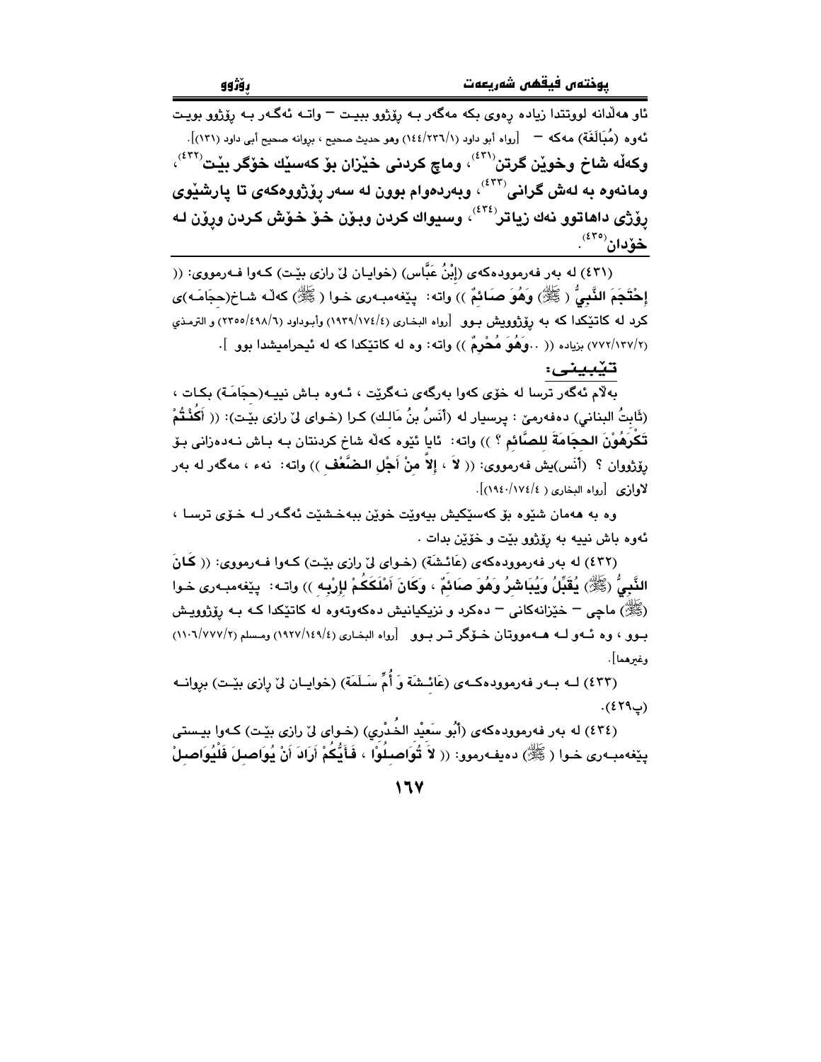ئاو هەڵدانە لووتتدا زیادە ڕەوی بکە مەگەر بە ڕۆژوو ببیت – واتـە ئەگـەر بـە ڕۆژوو بویـت ئەوە (مُبَالَغَة) مەکە – [رواه أبو داود (١٤٤/٢٣٦/١) وهو حديث صحيح ، برواته صحيح أبي داود (١٣١)].

**وکەڵە شاخ وخوێن گرتن[٤٣١]، وماچ کردنی خێزان بۆ کەسێك خۆگر بێت[٤٣٢]، ومانەوە بە لەش گرانی[٤٣٣]، وبەردەوام بوون لە سەر ڕۆژووەکەی تا پارشێوی ڕۆژی داهاتوو نەك زیاتر[٤٣٤]، وسیواك کردن وبۆن خۆ خۆش کردن وڕۆن لە خۆدان[٤٣٥].**

---

(٤٣١) لە بەر فەرموودەکەی (إِبْنُ عَبَّاس) (خوایـان لێ ڕازی بێـت) کـەوا فـەرمووی: (( **إِحْتَجَمَ النَّبِيُّ ( ﷺ) وَهُوَ صَائِمٌ** )) واتە: پێغەمبـەری خـوا ( ﷺ) کەڵـە شـاخ(حِجَامَـە)ی کرد لە کاتێکدا کە بە ڕۆژوویش بـوو [رواه البخاري (١٩٣٩/١٧٤/٤) وأبوداود (٢٣٥٥/٤٩٨/٦) و الترمذي (٧٧٢/١٣٧/٢) بزيادە (( ..**وَهُوَ مُحْرِمٌ** )) واتە: وە لە کاتێکدا کە لە ئیحرامیشدا بوو ].

**تێبینی:**

بەڵام ئەگەر ترسا لە خۆی کەوا بەرگەی نـەگرێت ، ئـەوە بـاش نییـە(حِجَامَـة) بکـات ، (ثَابِتُ البناني) دەفەرمێ : پرسیار لە (أَنَسُ بنُ مَالِك) کـرا (خـوای لێ ڕازی بێـت): (( **أَكُنْتُمْ تَكْرَهُوْنَ الحِجَامَةَ للصَّائمِ ؟** )) واتە: ئایا ئێوە کەڵە شاخ کردنتان بە بـاش نـەدەزانی بـۆ ڕۆژووان ؟ (أَنَس)یش فەرمووی: (( **لاَ ، إلاَّ مِنْ أَجْلِ الضَّعْفِ** )) واتە: نەء ، مەگەر لە بەر لاوازی [رواه البخاري ( ١٩٤٠/١٧٤/٤)].

وە بە هەمان شێوە بۆ کەسێکیش بیەوێت خوێن ببەخشێت ئەگـەر لـە خـۆی ترسـا ، ئەوە باش نییە بە ڕۆژوو بێت و خۆێن بدات .

(٤٣٢) لە بەر فەرموودەکەی (عَائِشَة) (خـوای لێ ڕازی بێـت) کـەوا فـەرمووی: (( **كَانَ النَّبِيُّ (ﷺ) يُقَبِّلُ وَيُبَاشِرُ وَهُوَ صَائِمٌ ، وَكَانَ أَمْلَكَكُمْ لإِرْبِهِ** )) واتـە: پێغەمبـەری خـوا (ﷺ) ماچی – خێزانەکانی – دەکرد و نزیکیانیش دەکەوتەوە لە کاتێکدا کـە بـە ڕۆژوویـش بـوو ، وە ئـەو لـە هـەمووتان خـۆگر تـر بـوو [رواه البخاري (١٩٢٧/١٤٩/٤) ومسلم (١١٠٦/٧٧٧/٢) وغيرهما].

(٤٣٣) لـە بـەر فەرموودەکـەی (عَائِـشَة وَ أُمِّ سَـلَمَة) (خوایـان لێ ڕازی بێـت) بڕوانـە (پ٤٢٩).

(٤٣٤) لە بەر فەرموودەکەی (أَبُو سَعِيْد الخُدْرِي) (خـوای لێ ڕازی بێـت) کـەوا بیـستی پێغەمبـەری خـوا ( ﷺ) دەیفـەرموو: (( **لاَ تُوَاصِلُوْا ، فَأَيُّكُمْ أَرَادَ أَنْ يُوَاصِلَ فَلْيُوَاصِلْ**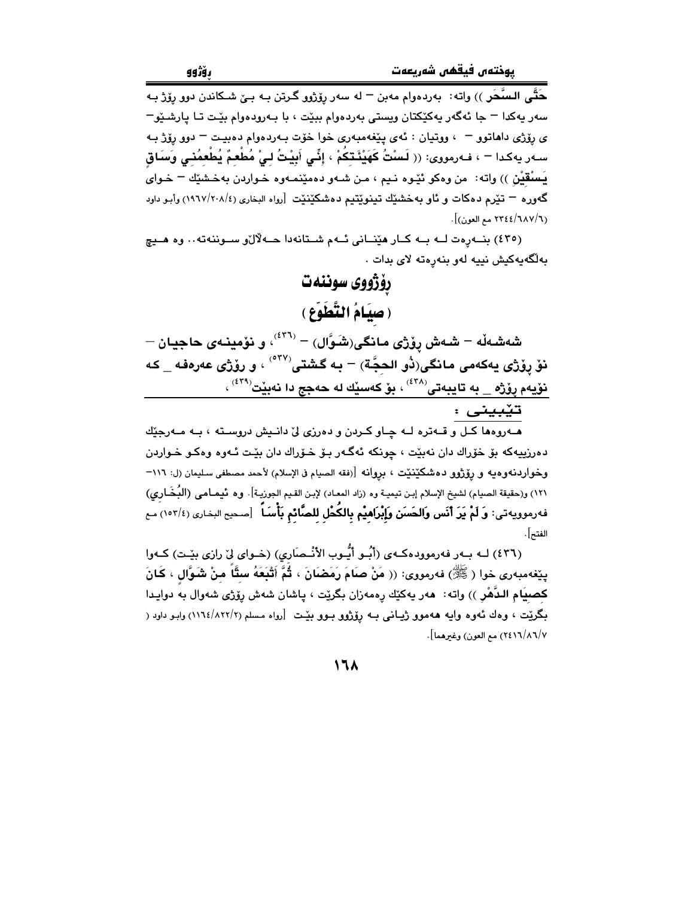**حَتَّى السَّحَر ))** واتە: بەردەوام مەبن – لە سەر ڕۆژوو گرتن بە بێ شکاندن دوو ڕۆژ بە سەر یەکدا – جا ئەگەر یەکێکتان ویستی بەردەوام ببێت ، با بەرودەوام بێت تا پارشێو– ی ڕۆژی داهاتوو – ، ووتیان : ئەی پێغەمبەری خوا خۆت بەردەوام دەبیت – دوو ڕۆژ بە سەر یەکدا – ، فەرمووی: (( **لَسْتُ كَهَيْئَتِكُمْ ، إِنِّي أَبِيْتُ لِيْ مُطْعِمٌ يُطْعِمُنِي وَسَاقٍ يَسْقِيْنِ** )) واتە: من وەکو ئێوە نیم ، من شەو دەمێنمەوە خواردن بەخشێك – خوای گەورە – تێرم دەکات و ئاو بەخشێك تینوێتیم دەشکێنێت [رواه البخاري (١٩٦٧/٢٠٨/٤) وأبو داود (٢٣٤٤/٦٨٧/٦ مع العون)].

(٤٣٥) بنەڕەت لە بە کار هێنانی ئەم شتانەدا حەڵاڵو سوننەتە.. وە هیچ بەڵگەیەکیش نییە لەو بنەڕەتە لای بدات .

# ڕۆژووی سوننەت

## ( صِيَامُ التَّطَوّع )

**شەشەڵە – شەش ڕۆژی مانگی(شَوَّال) –** [٤٣٦]**، و نۆمینەی حاجیان – نۆ ڕۆژی یەکەمی مانگی(ذُو الحِجَّة) – بە گشتی**[٥٣٧] **، و ڕۆژی عەرەفە _ کە نۆیەم ڕۆژە _ بە تایبەتی**[٤٣٨] **، بۆ کەسێك لە حەجج دا نەبێت**[٤٣٩] **،**

---

**تێبینی :**

هەروەها کل و قەترە لە چاو کردن و دەرزی لێ دانیش دروستە ، بە مەرجێك دەرزییەکە بۆ خۆراك دان نەبێت ، چونکە ئەگەر بۆ خۆراك دان بێت ئەوە وەکو خواردن وخواردنەوەیە و ڕۆژوو دەشکێنێت ، بڕوانە [فقه الصيام في الإسلام لأحمد مصطفى سليمان (ل: ١١٦-١٢١) و(حقيقة الصيام) لشيخ الإسلام إبن تيمية وە (زاد المعاد) لإبن القيم الجوزية]. وە ئیمامی (البُخَارِي) فەرموویەتی: **وَ لَمْ يَرَ أَنَس وَالحَسَن وَإِبْرَاهِيْم بِالكُحْلِ للصَّائِمِ بَأْسَاً** [صحيح البخاري (١٥٣/٤) مع الفتح].

(٤٣٦) لە بەر فەرموودەکەی (أَبُـو أَيُّـوب الأَنْـصَارِي) (خوای لێ ڕازی بێت) کەوا پێغەمبەری خوا (ﷺ) فەرمووی: (( **مَنْ صَامَ رَمَضَانَ ، ثُمَّ أَتْبَعَهُ سِتَّاً مِنْ شَوَّالٍ ، كَانَ كَصِيَامِ الدَّهْر** )) واتە: هەر یەکێك ڕەمەزان بگرێت ، پاشان شەش ڕۆژی شەوال بە دوایدا بگرێت ، وەك ئەوە وایە هەموو ژیانی بە ڕۆژوو بوو بێت [رواه مسلم (١١٦٤/٨٢٢/٢) وابو داود (٢٤١٦/٨٦/٧ مع العون) وغيرهما].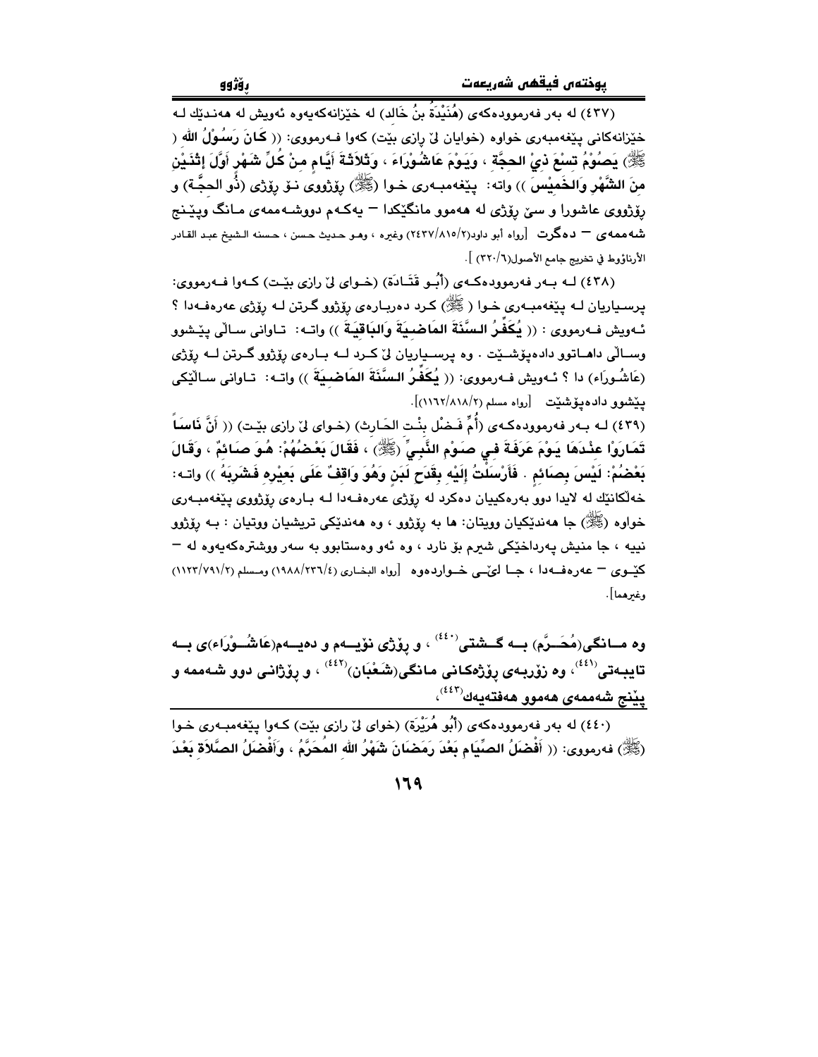(٤٣٧) له بەر فەرموودەکەی (هُنَيْدَةُ بنُ خَالد) له خێزانەکەیەوە ئەویش له هەندێك له خێزانەکانی پێغەمبەری خواوە (خوایان لێ ڕازی بێت) کەوا فەرمووی: (( **كَانَ رَسُوْلُ اللهِ ( ﷺ) يَصُوْمُ تِسْعَ ذِيْ الحِجَّةِ ، وَيَوْمَ عَاشُوْرَاءَ ، وَثَلاثَةَ أَيَّامٍ مِنْ كُلِّ شَهْرٍ أَوَّلَ إثْنَيْنِ مِنَ الشَّهْرِ وَالخَمِيْسَ** )) واته: پێغەمبەری خوا (ﷺ) ڕۆژووی نۆ ڕۆژی (ذُو الحِجَّة) و ڕۆژووی عاشورا و سێ ڕۆژی له هەموو مانگێکدا – یەکەم دووشەممەی مانگ وپێنج شەممەی – دەگرت [رواه أبو داود(٢/٨١٥/٢٤٣٧) وغيره ، وهو حديث حسن ، حسنه الشيخ عبد القادر الأرناؤوط في تخريج جامع الأصول(٦/٣٢٠) ].

(٤٣٨) له بەر فەرموودەکەی (أَبُو قَتَادَة) (خوای لێ ڕازی بێت) کەوا فەرمووی: پرسیاریان له پێغەمبەری خوا ( ﷺ) کرد دەربارەی ڕۆژوو گرتن له ڕۆژی عەرەفەدا ؟ ئەویش فەرمووی : (( **يُكَفِّرُ السَّنَةَ المَاضِيَةَ وَالبَاقِيَةَ** )) واته: تاوانی ساڵی پێشوو وساڵی داهاتوو دادەپۆشێت . وە پرسیاریان لێ کرد له بارەی ڕۆژوو گرتن له ڕۆژی (عَاشُورَاء) دا ؟ ئەویش فەرمووی: (( **يُكَفِّرُ السَّنَةَ المَاضِيَةَ** )) واته: تاوانی ساڵێکی پێشوو دادەپۆشێت [رواه مسلم (٢/٨١٨/١١٦٢)].

(٤٣٩) له بەر فەرموودەکەی (أُمِّ فَضْل بِنْت الحَارِث) (خوای لێ ڕازی بێت) (( **أَنَّ نَاسَاً تَمَارَوْا عِنْدَهَا يَوْمَ عَرَفَةَ فِي صَوْمِ النَّبِيِّ (ﷺ) ، فَقَالَ بَعْضُهُمْ: هُوَ صَائِمٌ ، وَقَالَ بَعْضُهُمْ: لَيْسَ بِصَائِمٍ . فَأَرْسَلْتُ إِلَيْهِ بِقَدَحِ لَبَنٍ وَهُوَ وَاقِفٌ عَلَى بَعِيْرِهِ فَشَرِبَهُ** )) واته: خەڵکانێك له لایدا دوو بەرەکییان دەکرد له ڕۆژی عەرەفەدا له بارەی ڕۆژووی پێغەمبەری خواوە (ﷺ) جا هەندێکیان ویتان: ها بە ڕۆژوو ، وە هەندێکی تریشیان ووتیان : بە ڕۆژوو نییە ، جا منیش پەرداخێکی شیرم بۆ نارد ، وە ئەو وەستابوو بە سەر ووشترەکەیەوە له – کێوی – عەرەفەدا ، جا لێی خواردەوە [رواه البخاري (٤/٢٣٦/١٩٨٨) ومسلم (٢/٧٩١/١١٢٣) وغيرهما].

**وە مانگی(مُحَرَّم) بە گشتی**[٤٤٠] **، و ڕۆژی نۆیەم و دەیەم(عَاشُورَاء)ی بە تایبەتی**[٤٤١]**، وە زۆربەی ڕۆژەکانی مانگی(شَعْبَان)**[٤٤٢] **، و ڕۆژانی دوو شەممە و پێنج شەممەی هەموو هەفتەیەك**[٤٤٣]**،**

(٤٤٠) له بەر فەرموودەکەی (أَبُو هُرَيْرَة) (خوای لێ ڕازی بێت) کەوا پێغەمبەری خوا (ﷺ) فەرمووی: (( **أَفْضَلُ الصِّيَامِ بَعْدَ رَمَضَانَ شَهْرُ اللهِ المُحَرَّمُ ، وَأَفْضَلُ الصَّلَاةِ بَعْدَ**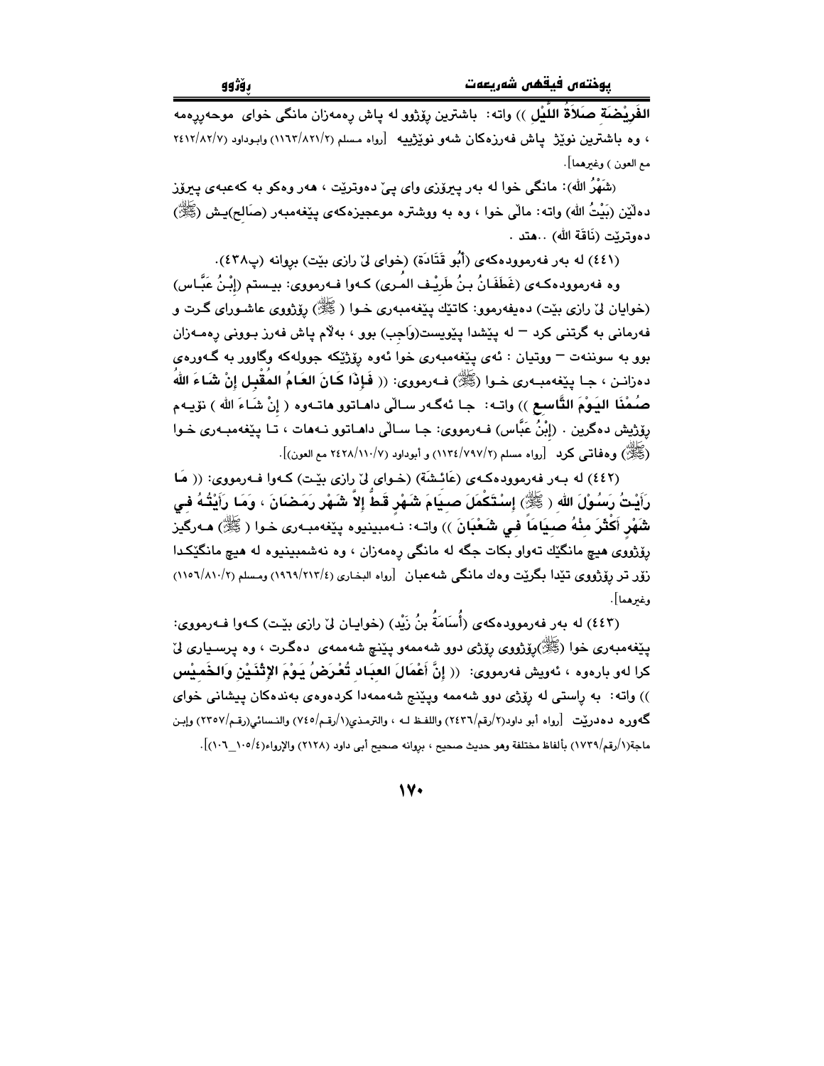**الفَرِيْضَةِ صَلاَةُ اللَّيْلِ** )) واته: باشترین ڕۆژوو له پاش ڕەمەزان مانگی خوای موحەڕڕەمە ، وه باشترین نوێژ پاش فەرزەکان شەو نوێژییە [رواه مسلم (١١٦٣/٨٢١/٢) وابوداود (٢٤١٢/٨٢/٧) مع العون ) وغيرهما].

(شَهْرُ الله): مانگی خوا له بەر پیرۆزی وای پێ دەوترێت ، هەر وەکو بە کەعبەی پیرۆز دەڵێن (بَيْتُ الله) واته: ماڵی خوا ، وه بە ووشترە موعجیزەکەی پێغەمبەر (صَالِح)یش (ﷺ) دەوترێت (نَاقَةَ الله) ..هتد .

(٤٤١) له بەر فەرموودەکەی (أَبُو قَتَادَة) (خوای لێ رازی بێت) بڕوانه (پ٤٣٨).

وه فەرموودەکەی (غَطَفَانُ بنُ طَرِيْف المُرى) کەوا فەرمووی: بیستم (إبْنُ عَبَّاس) (خوایان لێ رازی بێت) دەیفەرموو: کاتێك پێغەمبەری خوا (ﷺ) ڕۆژووی عاشورای گرت و فەرمانی بە گرتنی کرد – لە پێشدا پێویست(وَاجِب) بوو ، بەڵام پاش فەرز بوونی ڕەمەزان بوو بە سوننەت – ووتیان : ئەی پێغەمبەری خوا ئەوە ڕۆژێکە جوولەکە وگاوور بە گەورەی دەزانن ، جا پێغەمبەری خوا (ﷺ) فەرمووی: (( **فَإِذَا كَانَ العَامُ المُقْبِل إنْ شَاءَ اللهُ صُمْنَا اليَوْمَ التَّاسِع** )) واته: جا ئەگەر ساڵی داهاتوو هاتەوه ( إنْ شَاءَ الله ) نۆیەم ڕۆژیش دەگرین . (إبْنُ عَبَّاس) فەرمووی: جا ساڵی داهاتوو نەهات ، تا پێغەمبەری خوا (ﷺ) وەفاتی کرد [رواه مسلم (١١٣٤/٧٩٧/٢) و أبوداود (٢٤٢٨/١١٠/٧ مع العون)].

(٤٤٢) لە بەر فەرموودەکەی (عَائِشَة) (خوای لێ رازی بێت) کەوا فەرمووی: (( **مَا رَأَيْتُ رَسُوْلَ الله ( ﷺ) إسْتَكْمَلَ صِيَامَ شَهْرٍ قَطُّ إلاَّ شَهْرَ رَمَضَانَ ، وَمَا رَأَيْتُهُ فِي شَهْرٍ أَكْثَرَ مِنْهُ صِيَاماً فِي شَعْبَانَ** )) واته: نەمبینیوه پێغەمبەری خوا ( ﷺ) هەرگیز ڕۆژووی هیچ مانگێك تەواو بکات جگە لە مانگی ڕەمەزان ، وه نەشمبینیوه لە هیچ مانگێکدا زۆر تر ڕۆژووی تێدا بگرێت وەك مانگی شەعبان [رواه البخاری (١٩٦٩/٢١٣/٤) ومسلم (١١٥٦/٨١٠/٢) وغيرهما].

(٤٤٣) لە بەر فەرموودەکەی (أُسَامَةُ بنُ زَيْد) (خوایان لێ رازی بێت) کەوا فەرمووی: پێغەمبەری خوا (ﷺ)ڕۆژووی ڕۆژی دوو شەممەو پێنج شەممەی دەگرت ، وه پرسیاری لێ کرا لەو بارەوه ، ئەویش فەرمووی: (( **إنَّ أَعْمَالَ العِبَادِ تُعْرَضُ يَوْمَ الإثْنَيْنِ وَالخَمِيْس** )) واته: بە ڕاستی لە ڕۆژی دوو شەممە وپێنج شەممەدا کردەوەی بەندەکان پیشانی خوای گەورە دەدرێت [رواه أبو داود(٢/رقم/٢٤٣٦) واللفظ له ، والترمذي(١/رقم/٧٤٥) والنسائي(رقم/٢٣٥٧) وإبن ماجة(١/رقم/١٧٣٩) بألفاظ مختلفة وهو حديث صحيح ، بروانه صحيح أبى داود (٢١٢٨) والإرواء(١٠٥/٤_١٠٦)].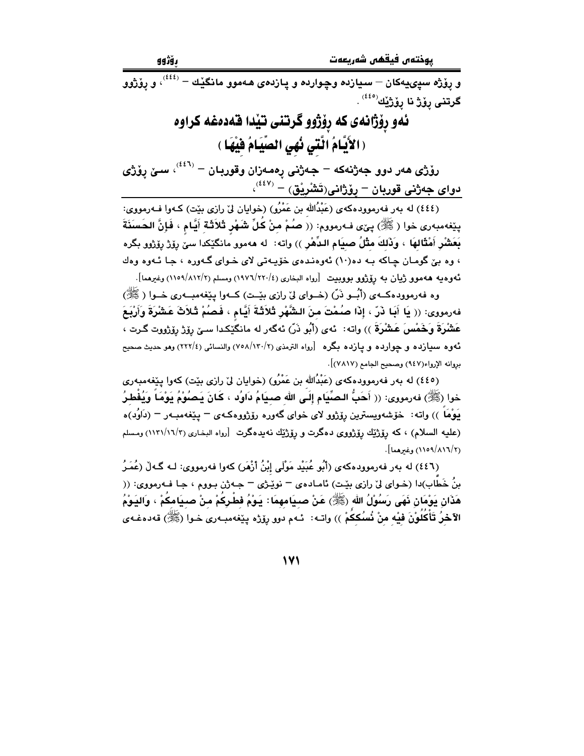و ڕۆژە سپی‌یەکان – سیازدە وچواردە و پازدەی هەموو مانگێك – [٤٤٤]، و ڕۆژوو گرتنی ڕۆژ نا ڕۆژێك[٤٤٥] .

## ئەو ڕۆژانەی کە ڕۆژوو گرتنی تێدا قەدەغە کراوە
## ( الأَيَّامُ الَّتِي نُهِيَ الصِّيَامُ فِيْهَا )

ڕۆژی هەر دوو جەژنەکە – جەژنی ڕەمەزان وقوربان – [٤٤٦]، سێ ڕۆژی دوای جەژنی قوربان – ڕۆژانی(تَشْرِيْق) – [٤٤٧]،

---

(٤٤٤) لە بەر فەرموودەکەی (عَبْدُالله بن عَمْرُو) (خوایان لێ رازی بێت) کـەوا فـەرمووی: پێغەمبەری خوا (ﷺ) پێی فـەرمووم: (( **صُمْ مِنْ كُلِّ شَهْرٍ ثَلاثَةَ أَيَّامٍ ، فَإِنَّ الحَسَنَةَ بِعَشْرِ أَمْثَالِهَا ، وَذَلِكَ مِثْلُ صِيَامِ الدَّهْرِ** )) واتە: لە هەموو مانگێکدا سێ ڕۆژ ڕۆژوو بگرە ، وە بێ گومـان چاکە بـە دە(١٠) ئەوەنـدەی خۆیـەتی لای خـوای گـەورە ، جـا ئـەوە وەك ئەوەیە هەموو ژیان بە ڕۆژوو بووبیت [رواه البخاری (١٩٧٦/٢٢٠/٤) ومسلم (١١٥٩/٨١٢/٢) وغيرهما].

وە فەرموودەکـەی (أَبُـو ذَرّ) (خـوای لێ رازی بێـت) کـەوا پێغەمبـەری خـوا (ﷺ) فەرمووی: (( **يَا أَبَا ذَرّ ، إِذَا صُمْتَ مِنَ الشَّهْرِ ثَلاثَةَ أَيَّامٍ ، فَصُمْ ثَلاثَ عَشْرَةَ وَأَرْبَعَ عَشْرَةَ وَخَمْسَ عَشْرَةَ** )) واتە: ئەی (أَبُو ذَرّ) ئەگەر لە مانگێکدا سـێ ڕۆژ ڕۆژووت گـرت ، ئەوە سیازدە و چواردە و پازدە بگرە [رواه الترمذي (٧٥٨/١٣٠/٢) والنسائي (٢٢٢/٤) وهو حديث صحيح بروانە الإرواء(٩٤٧) وصحيح الجامع (٧٨١٧)].

(٤٤٥) لە بەر فەرموودەکەی (عَبْدُالله بن عَمْرُو) (خوایان لێ رازی بێت) کەوا پێغەمبەری خوا (ﷺ) فەرمووی: (( **أَحَبُّ الصِّيَامِ إِلَى اللهِ صِيَامُ دَاوُد ، كَانَ يَصُوْمُ يَوْمَاً وَيُفْطِرُ يَوْمَاً** )) واتە: خۆشەویسترین ڕۆژوو لای خوای گەورە ڕۆژووەکـەی – پێغەمبـەر – (دَاوُد)ە (عليه السلام) ، کە ڕۆژێك ڕۆژووی دەگرت و ڕۆژێك نەیدەگرت [رواه البخاري (١١٣١/١٦/٣) ومسلم (١١٥٩/٨١٦/٢) وغيرهما].

(٤٤٦) لە بەر فەرموودەکەی (أَبُو عُبَيْد مَوْلَى إِبْنُ أَزْهَر) کەوا فەرمووی: لـە گـەڵ (عُمَرُ بنُ خَطَّاب)دا (خـوای لێ رازی بێـت) ئامـادەی – نوێـژی – جـەژن بـووم ، جا فـەرمووی: (( **هَذَانِ يَوْمَانِ نَهَى رَسُوْلُ اللهِ (ﷺ) عَنْ صِيَامِهِمَا: يَوْمُ فِطْرِكُمْ مِنْ صِيَامِكُمْ ، وَاليَوْمُ الآخَرُ تَأْكُلُوْنَ فِيْهِ مِنْ نُسُكِكُمْ** )) واتـە: ئـەم دوو ڕۆژە پێغەمبـەری خـوا (ﷺ) قەدەغـەی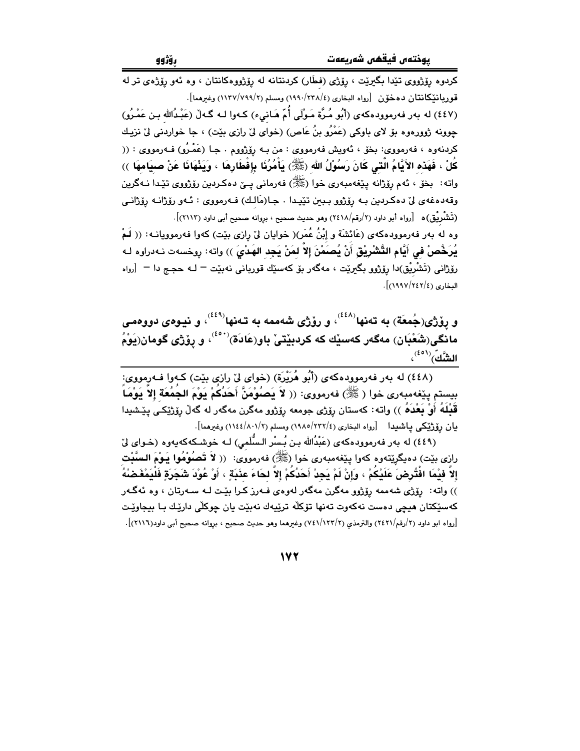کردوه ڕۆژووی تێدا بگیرێت ، ڕۆژی (فطَار) کردنتانه له ڕۆژووەکانتان ، وه ئەو ڕۆژەی تر له قوربانێکانتان دەخۆن [رواه البخاري (١٩٩٠/٢٣٨/٤) ومسلم (١١٣٧/٧٩٩/٢) وغيرهما].

(٤٤٧) له بەر فەرموودەکەی (أَبُو مُرَّةَ مَوْلَى أُمِّ هَانِيء) کەوا لە گەڵ (عَبْدُالله بن عَمْرُو) چوونه ژوورەوه بۆ لای باوکی (عَمْرُو بنُ عَاص) (خوای لێ ڕازی بێت) ، جا خواردنی لێ نزیك کردنەوه ، فەرمووی: بخۆ ، ئەویش فەرمووی : من بە ڕۆژووم . جا (عَمْرُو) فەرمووی : (( **كُلْ ، فَهَذِهِ الأَيَّامُ الَّتِي كَانَ رَسُوْلُ الله (ﷺ) يَأْمُرُنَا بِإِفْطَارِهَا ، وَيَنْهَانَا عَنْ صِيَامِهَا** )) واته: بخۆ ، ئەم ڕۆژانه پێغەمبەری خوا (ﷺ) فەرمانی پێ دەکردین ڕۆژووی تێدا نەگرین وقەدەغەی لێ دەکردین بە ڕۆژوو ببین تێیدا . جا(مَالِك) فەرمووی : ئەو ڕۆژانە ڕۆژانی (تَشْرِيْق)ە [رواه أبو داود (٢/رقم/٢٤١٨) وهو حديث صحيح ، بروانه صحيح أبى داود (٢١١٣)].

وه له بەر فەرموودەکەی (عَائِشَة و إِبْنُ عُمَر)( خوایان لێ ڕازی بێت) کەوا فەرموویانە: (( **لَمْ يُرَخَّصْ فِي أَيَّامِ التَّشْرِيْقِ أَنْ يُصَمْنَ إِلاَّ لِمَنْ يَجِدِ الهَدْيَ** )) واته: ڕوخسەت نەدراوه لە ڕۆژانی (تَشْرِيْق)دا ڕۆژوو بگیرێت ، مەگەر بۆ کەسێك قوربانی نەبێت – لە حەج دا – [رواه البخاري (١٩٩٧/٢٤٢/٤)].

**و ڕۆژی(جُمعَة) بە تەنها[٤٤٨]، و ڕۆژی شەممە بە تەنها[٤٤٩]، و نیوەی دووەمی مانگی(شَعْبَان) مەگەر کەسێك کە کردبێتی باو(عَادَة)[٤٥٠]، و ڕۆژی گومان(يَوْمُ الشَّكِّ)[٤٥١]،**

(٤٤٨) له بەر فەرموودەکەی (أَبُو هُرَيْرَة) (خوای لێ ڕازی بێت) کەوا فەرمووی: بیستم پێغەمبەری خوا (ﷺ) فەرمووی: (( **لاَ يَصُوْمَنَّ أَحَدُكُمْ يَوْمَ الجُمُعَةِ إِلاَّ يَوْماً قَبْلَهُ أَوْ بَعْدَهُ** )) واته: کەستان ڕۆژی جومعه ڕۆژوو مەگرن مەگەر لە گەڵ ڕۆژێکی پێشیدا یان ڕۆژێکی پاشیدا [رواه البخاري (١٩٨٥/٢٣٢/٤) ومسلم (١١٤٤/٨٠١/٢) وغيرهما].

(٤٤٩) له بەر فەرموودەکەی (عَبْدُالله بن بُسْر السُّلَمي) لە خوشکەکەیەوه (خوای لێ ڕازی بێت) دەیگێڕێتەوه کەوا پێغەمبەری خوا (ﷺ) فەرمووی: (( **لاَ تَصُوْمُوا يَوْمَ السَّبْتِ إِلاَّ فِيْمَا افْتُرِضَ عَلَيْكُمْ ، وَإِنْ لَمْ يَجِدْ أَحَدُكُمْ إِلاَّ لِحَاءَ عِنَبَةٍ ، أَوْ عُوْدَ شَجَرَةٍ فَلْيَمْضُغْهُ** )) واته: ڕۆژی شەممە ڕۆژوو مەگرن مەگەر لەوەی فەرز کرا بێت لە سەرتان ، وه ئەگەر کەسێکتان هیچی دەست نەکەوت تەنها تۆکڵە ترێیەك نەبێت یان چوکڵی دارێك با بیجاوێت [رواه ابو داود (٢/رقم/٢٤٢١) والترمذي (٧٤١/١٢٣/٢) وغيرهما وهو حديث صحيح ، بروانه صحيح أبى داود(٢١١٦)].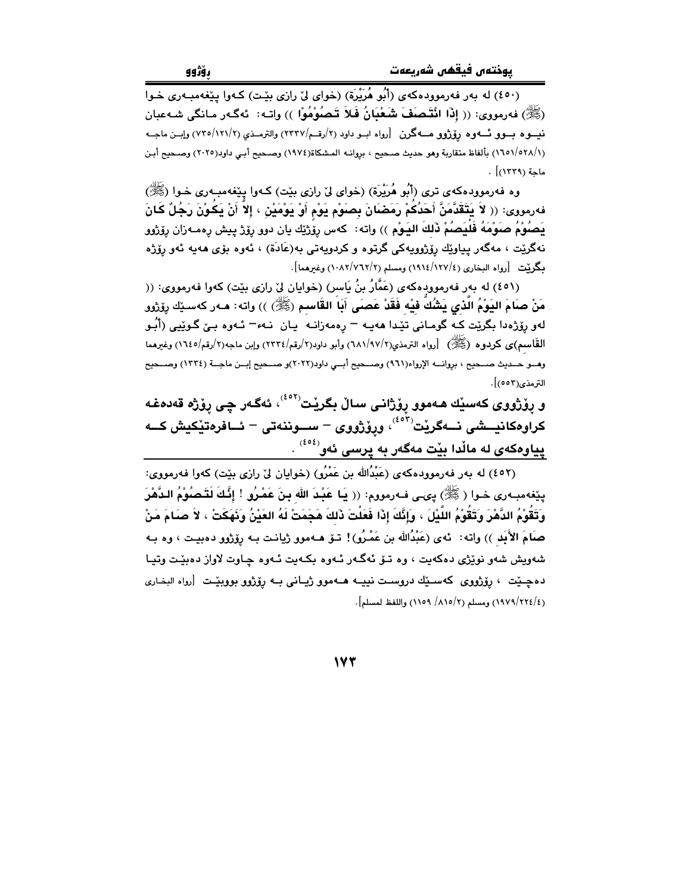(٤٥٠) له بەر فەرموودەكەی (أَبُو هُرَيْرَة) (خوای لێ رازی بێت) كەوا پێغەمبەری خوا (ﷺ) فەرمووی: (( إِذَا انْتَصَفَ شَعْبَانُ فَلاَ تَصُوْمُوْا )) واتە: ئەگەر مانگی شەعبان نیوە بوو ئەوە ڕۆژوو مەگرن [رواه ابو داود (٢/رقم/٢٣٣٧) والترمذي (٢/١٢١/٧٣٥) وإبن ماجه (١/٥٢٨/١٦٥١) بألفاظ متقاربة وهو حديث صحيح ، بروانه المشكاة(١٩٧٤) وصحيح أبي داود(٢٠٢٥) وصحيح أبن ماجة (١٣٣٩)] .

وە فەرموودەكەی تری (أَبُو هُرَيْرَة) (خوای لێ رازی بێت) كەوا پێغەمبەری خوا (ﷺ) فەرمووی: (( لاَ يَتَقَدَّمَنَّ أَحَدُكُمْ رَمَضَانَ بِصَوْمِ يَوْمٍ أَوْ يَوْمَيْنِ ، إِلاَّ أَنْ يَكُوْنَ رَجُلٌ كَانَ يَصُوْمُ صَوْمَهُ فَلْيَصُمْ ذَلِكَ اليَوْمَ )) واتە: كەس ڕۆژێك یان دوو ڕۆژ پێش ڕەمەزان ڕۆژوو نەگرێت ، مەگەر پیاوێك ڕۆژوویەكی گرتوە و كردویەتی بە(عَادَة) ، ئەوە بۆی هەیە ئەو ڕۆژە بگرێت [رواه البخاري (٤/١٢٧/١٩١٤) ومسلم (٢/٧٦٢/١٠٨٢) وغيرهما].

(٤٥١) له بەر فەرموودەكەی (عَمَّارُ بنُ يَاسر) (خوایان لێ رازی بێت) كەوا فەرمووی: (( مَنْ صَامَ اليَوْمَ الَّذِي يَشُكُّ فِيْهِ فَقَدْ عَصَى أَبَا القَاسِمِ (ﷺ) )) واتە: هەر كەسێك ڕۆژوو لەو ڕۆژەدا بگرێت كە گومانی تێدا هەیە – ڕەمەزانە یان نەء– ئەوە بێ گوێیی (أَبُو القَاسِم)ی كردوە (ﷺ) [رواه الترمذي(٢/٩٧/٦٨١) وأبو داود(٢/رقم/٢٣٣٤) وإبن ماجه(٢/رقم/١٦٤٥) وغيرهما وهو حديث صحيح ، بروانه الإرواء(٩٦١) وصحيح أبي داود(٢٠٢٢)و صحيح إبن ماجة (١٣٣٤) وصحيح الترمذي(٥٥٣)].

**و ڕۆژووی كەسێك هەموو ڕۆژانی ساڵ بگرێت[٤٥٢]، ئەگەر چی ڕۆژە قەدەغە كراوەكانیشی نەگرێت[٤٥٣]، وڕۆژووی – سوننەتی – ئافرەتێكیش كە پیاوەكەی لە ماڵدا بێت مەگەر بە پرسی ئەو[٤٥٤] .**

---

(٤٥٢) له بەر فەرموودەكەی (عَبْدُالله بن عَمْرُو) (خوایان لێ رازی بێت) كەوا فەرمووی: پێغەمبەری خوا (ﷺ) پێی فەرمووم: (( يَا عَبْدَ اللهِ بنَ عَمْرُو ! إِنَّكَ لَتَصُوْمُ الدَّهْرَ وَتَقُوْمُ اللَّيْلَ ، وَإِنَّكَ إِذَا فَعَلْتَ ذَلِكَ هَجَمَتْ لَهُ العَيْنُ وَنَهَكَتْ ، لاَ صَامَ مَنْ صَامَ الأَبَدَ )) واتە: ئەی (عَبْدُالله بن عَمْرُو)! تۆ هەموو ژیانت بە ڕۆژوو دەبیت ، وە بە شەویش شەو نوێژی دەكەیت ، وە تۆ ئەگەر ئەوە بكەیت ئەوە چاوت لاواز دەبێت وتیا دەچێت ، ڕۆژووی كەسێك دروست نییە هەموو ژیانی بە ڕۆژوو بووبێت [رواه البخاري (٤/٢٢٤/١٩٧٩) ومسلم (٢/٨١٥/ ١١٥٩) واللفظ لمسلم].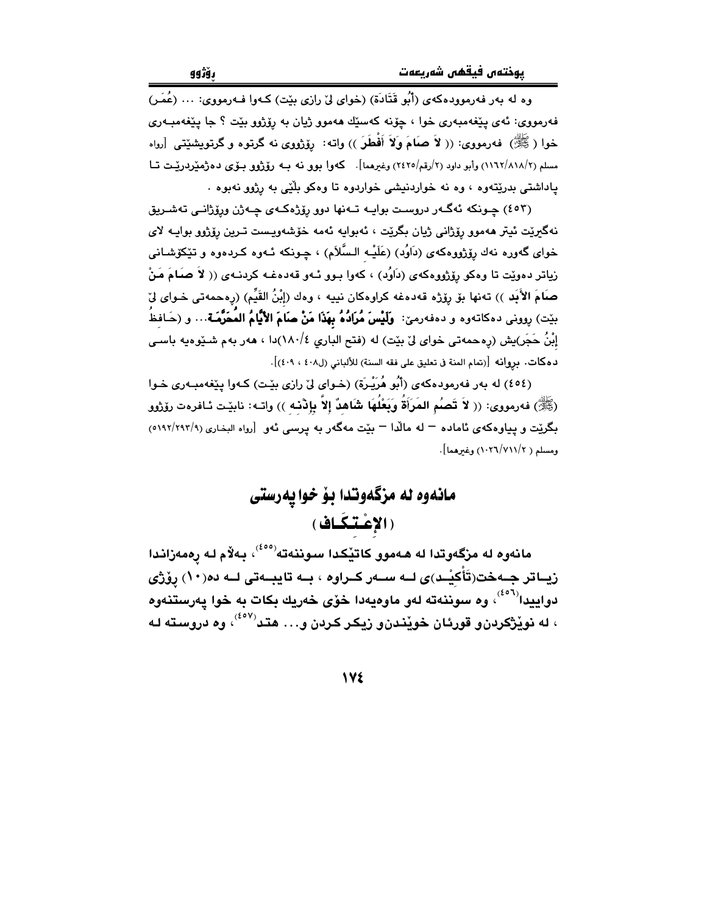وە لە بەر فەرموودەكەی (أَبُو قَتَادَة) (خوای لێ رازی بێت) كـەوا فـەرمووی: ... (عُمَـر) فەرمووی: ئەی پێغەمبەری خوا ، چۆنە كەسێك هەموو ژیان بە رۆژوو بێت ؟ جا پێغەمبـەری خوا (ﷺ) فەرمووی: (( لاَ صَامَ وَلاَ أَفْطَرَ )) واتە: رۆژووی نە گرتوە و گرتویشێتی [رواه مسلم (٢/٨١٨/١١٦٢) وأبو داود (٢/رقم/٢٤٢٥) وغيرهما]. كەوا بوو نە بـە رۆژوو بـۆی دەژمێردرێـت تـا پاداشتی بدرێتەوە ، وە نە خواردنیشی خواردوە تا وەكو بڵێی بە رۆژوو نەبوە .

(٤٥٣) چـونكە ئەگـەر دروسـت بوایـە تـەنها دوو رۆژەكـەی جـەژن ورۆژانـی تەشـریق نەگیرێت ئیتر هەموو رۆژانی ژیان بگرێت ، ئەبوایە ئەمە خۆشەویـست تـرین رۆژوو بوایـە لای خوای گەورە نەك رۆژووەكەی (دَاوُد) (عَلَيْهِ السَّلاَم) ، چـونكە ئـەوە كـردەوە و تێكۆشـانی زیاتر دەوێت تا وەكو رۆژووەكەی (دَاوُد) ، كەوا بـوو ئـەو قەدەغـە كردنـەی (( لاَ صَامَ مَنْ صَامَ الأَبَد )) تەنها بۆ رۆژە قەدەغە كراوەكان نییە ، وەك (إِبْنُ القَيِّم) (رەحمەتی خـوای لێ بێت) روونی دەكاتەوە و دەفەرمێ: **وَلَيْسَ مُرَادُهُ بِهَذَا مَنْ صَامَ الأَيَّامُ المُحَرَّمَة**... و (حَـافظُ إِبْنُ حَجَر)یش (رەحمەتی خوای لێ بێت) لە (فتح الباري ٤/١٨٠)دا ، هەر بەم شـێوەیە باسـی دەكات. بروانە [(تمام المنة في تعليق على فقه السنة) للألباني (ل٤٠٨ ، ٤٠٩)].

(٤٥٤) لە بەر فەرمودەكەی (أَبُو هُرَيْرَة) (خـوای لێ رازی بێـت) كـەوا پێغەمبـەری خـوا (ﷺ) فەرمووی: (( لاَ تَصُمِ المَرَأَةُ وَبَعْلُهَا شَاهِدٌ إِلاَّ بِإِذْنِهِ )) واتـە: نابێـت ئـافرەت رۆژوو بگرێت و پیاوەكەی ئامادە – لە ماڵدا – بێت مەگەر بە پرسی ئەو [رواه البخاري (٩/٢٩٣/٥١٩٢) ومسلم (٢/٧١١/١٠٢٦) وغيرهما].

## مانەوە لە مزگەوتدا بۆ خواپەرستی
## (الإعْتِكَاف)

**مانەوە لە مزگەوتدا لە هـەموو كاتێكدا سوننەتە[٤٥٥]، بەڵام لـە رەمەزانـدا زیـاتر جـەخت(تَأْكِيْـد)ی لــە ســەر كــراوە ، بــە تایبــەتی لــە دە(١٠) رۆژی دواییدا[٤٥٦]، وە سوننەتە لەو ماوەیەدا خۆی خەریك بكات بە خوا پەرستنەوە ، لە نوێژكردن و قورئان خوێندن و زیكر كردن و... هتد[٤٥٧]، وە دروستە لـە**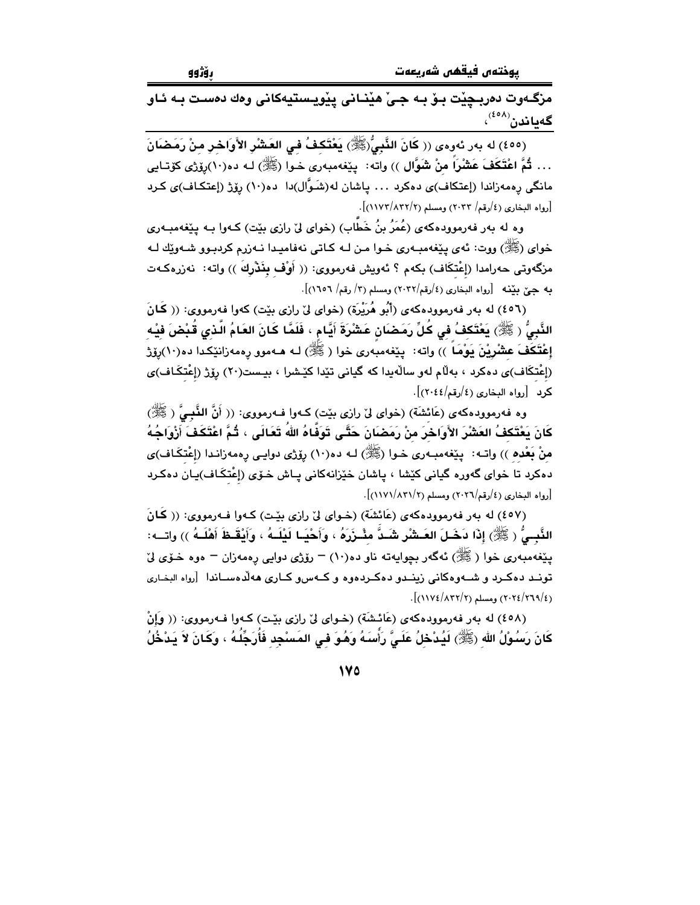**مزگـەوت دەربـچێت بـۆ بـە جـێ هێنـانی پێویـستیەکانی وەك دەسـت بـە ئـاو گەیاندن[٤٥٨]،**

(٤٥٥) لە بەر ئەوەی (( **كَانَ النَّبِيُّ(ﷺ) يَعْتَكِفُ فِي العَشْرِ الأَوَاخِرِ مِنْ رَمَضَانَ ... ثُمَّ اعْتَكَفَ عَشْراً مِنْ شَوَّال** )) واتە: پێغەمبەری خـوا (ﷺ) لـە دە(١٠)ڕۆژی کۆتـایی مانگی ڕەمەزاندا (إعتكاف)ی دەکرد ... پاشان لە(شَـوَّال)دا دە(١٠) ڕۆژ (إعتكـاف)ی کـرد [رواه البخاری (٤/رقم/ ٢٠٣٣) ومسلم (١١٧٣/٨٣٢/٢)].

وە لە بەر فەرموودەکەی (عُمَرُ بنُ خَطَّاب) (خوای لێ رازی بێت) کـەوا بـە پێغەمبـەری خوای (ﷺ) ووت: ئەی پێغەمبـەری خـوا مـن لـە کـاتی نەفامیـدا نـەزرم کردبـوو شـەوێك لـە مزگەوتی حەرامدا (إعْتِكَاف) بکەم ؟ ئەویش فەرمووی: (( **أَوْفِ بِنَذْرِكَ** )) واتە: نەزرەکـەت بە جێ بێنە [رواه البخاری (٤/رقم/٢٠٣٢) ومسلم (٣/ رقم/ ١٦٥٦)].

(٤٥٦) لە بەر فەرموودەکەی (أَبُو هُرَيْرَة) (خوای لێ رازی بێت) کەوا فەرمووی: (( **كَانَ النَّبِيُّ ( ﷺ) يَعْتَكِفُ فِي كُلِّ رَمَضَانَ عَشْرَةَ أَيَّامٍ ، فَلَمَّا كَانَ العَامُ الَّذِي قُبْضَ فِيْهِ إعْتَكَفَ عِشْرِيْنَ يَوْمَاً** )) واتە: پێغەمبەری خوا ( ﷺ) لـە هـەموو ڕەمەزانێکدا دە(١٠)ڕۆژ (إعْتِكَاف)ی دەکرد ، بەڵام لەو ساڵەیدا کە گیانی تێدا کێشرا ، بیـست(٢٠) ڕۆژ (إعْتِكَـاف)ی کرد [رواه البخاری (٤/رقم/٢٠٤٤)].

وە فەرموودەکەی (عَائِشَة) (خوای لێ رازی بێت) کـەوا فـەرمووی: (( **أَنَّ النَّبِيَّ ( ﷺ) كَانَ يَعْتَكِفُ العَشْرَ الأَوَاخِرَ مِنْ رَمَضَانَ حَتَّى تَوَفَّاهُ اللهُ تَعَالَى ، ثُمَّ اعْتَكَفَ أَزْوَاجُهُ مِنْ بَعْدِهِ** )) واتـە: پێغەمبـەری خـوا (ﷺ) لـە دە(١٠) ڕۆژی دوایـی ڕەمەزانـدا (إعْتِكَـاف)ی دەکرد تا خوای گەورە گیانی کێشا ، پاشان خێزانەکانی پـاش خـۆی (إعْتِكَـاف)یـان دەکـرد [رواه البخاری (٤/رقم/٢٠٢٦) ومسلم (١١٧١/٨٣١/٢)].

(٤٥٧) لە بەر فەرموودەکەی (عَائِشَة) (خـوای لێ رازی بێـت) کـەوا فـەرمووی: (( **كَانَ النَّبِيُّ ( ﷺ) إذَا دَخَلَ العَشْرُ شَدَّ مِئْزَرَهُ ، وَأَحْيَا لَيْلَهُ ، وَأَيْقَظَ أَهْلَهُ** )) واتـە: پێغەمبەری خوا ( ﷺ) ئەگەر بچوایەتە ناو دە(١٠) – ڕۆژی دوایی ڕەمەزان – ەوە خـۆی لێ تونـد دەکـرد و شـەوەکانی زینـدو دەکـردەوە و کـەسو کـاری هەڵدەسـاندا [رواه البخـاری (٢٠٢٤/٢٦٩/٤) ومسلم (١١٧٤/٨٣٢/٢)].

(٤٥٨) لە بەر فەرموودەکەی (عَائِشَة) (خـوای لێ رازی بێـت) کـەوا فـەرمووی: (( **وَإنْ كَانَ رَسُوْلُ اللهِ (ﷺ) لَيُدْخِلُ عَلَيَّ رَأْسَهُ وَهُوَ فِي المَسْجِدِ فَأُرَجِّلُهُ ، وَكَانَ لاَ يَدْخُلُ**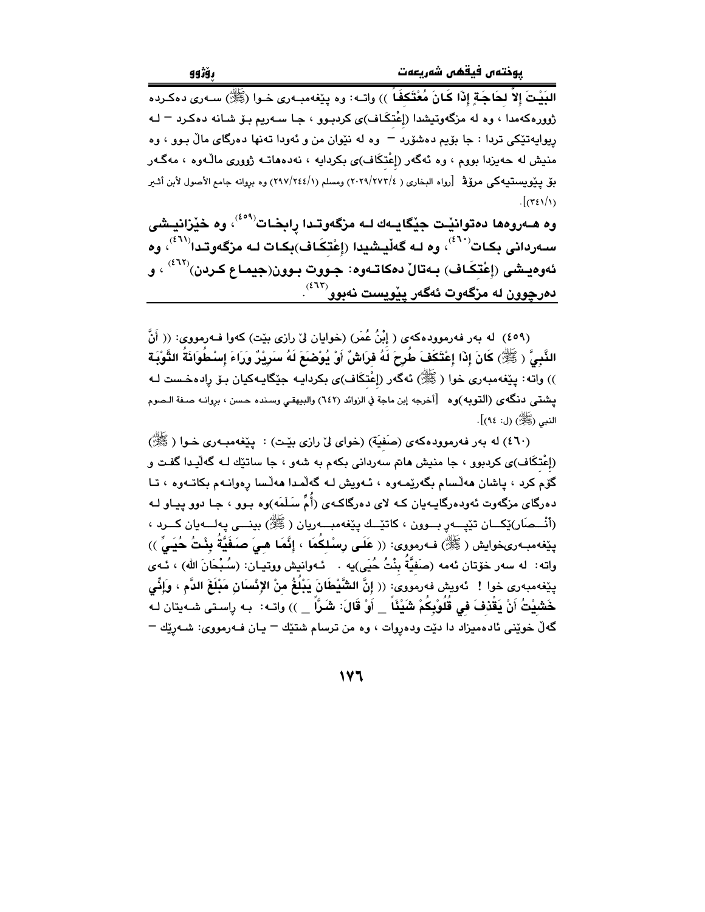**البَيْتَ إلاَّ لِحَاجَةٍ إِذَا كَانَ مُعْتَكِفاً** )) واتـه: وه پێغەمبـەرى خـوا (ﷺ) سـەرى دەكـردە ژوورەكەمدا ، وە لە مزگەوتیشدا (إعْتِكَاف)ى كردبوو ، جا سەریم بۆ شانە دەكرد – لـە ریوایەتێكى تردا : جا بۆیم دەشۆرد – وە لە نێوان من و ئەودا تەنها دەرگاى ماڵ بوو ، وە منیش لە حەیزدا بووم ، وە ئەگەر (إعْتِكَاف)ى بكردایە ، نەدەهاتە ژوورى ماڵـەوە ، مەگـەر بۆ پێویستیەكى مرۆڤ [رواه البخاري ( ٢٠٢٩/٢٧٣/٤) ومسلم (٢٩٧/٢٤٤/١) وە بروانە جامع الأصول لأبن أثير (٣٤١/١)].

**وە هـەروەها دەتوانێـت جێگایـەك لـە مزگەوتـدا رابخـات[٤٥٩]، وە خێزانیـشى سـەردانى بكـات[٤٦٠]، وە لـە گەڵیـشیدا (إعْتِكَـاف)بكـات لـە مزگەوتـدا[٤٦١]، وە ئەوەیـشى (إعْتِكَـاف) بـەتاڵ دەكاتـەوە: جـووت بـوون(جیمـاع كـردن)[٤٦٢] ، و دەرچوون لە مزگەوت ئەگەر پێویست نەبوو[٤٦٣].**

(٤٥٩) لە بەر فەرموودەكەى ( إبْنُ عُمَر) (خوایان لێ رازى بێت) كەوا فـەرمووى: (( **أَنَّ النَّبِيَّ ( ﷺ) كَانَ إذَا إعْتَكَفَ طُرِحَ لَهُ فِرَاشٌ أَوْ يُوْضَعَ لَهُ سَرِيْرٌ وَرَاءَ إِسْطُوَانَةُ التَّوْبَة** )) واتە: پێغەمبەرى خوا ( ﷺ) ئەگەر (إعْتِكَاف)ى بكردایە جێگایـەكیان بـۆ رادەخـست لـە پشتى دنگەى (التوبه)وە [أخرجه إبن ماجة في الزوائد (٦٤٢) والبيهقي وسنده حسن ، بروانە صفة الصوم النبي (ﷺ) (ل: ٩٤)].

(٤٦٠) لە بەر فەرموودەكەى (صَفِيَّة) (خواى لێ رازى بێت) : پێغەمبـەرى خـوا ( ﷺ) (إعْتِكَاف)ى كردبوو ، جا منیش هاتم سەردانى بكەم بە شەو ، جا ساتێك لـە گەڵیـدا گفـت و گۆم كرد ، پاشان هەڵسام بگەرێمـەوە ، ئـەویش لـە گەڵمدا هەڵسا رەوانـەم بكاتـەوە ، تـا دەرگاى مزگەوت ئەودەرگایەیان كە لاى دەرگاكـەى (أُمِّ سَلَمَه)وە بـوو ، جـا دوو پیـاو لـە (أنْـصَار)یَكـان تێپـەڕ بـوون ، كاتێـك پێغەمبـەریان ( ﷺ) بینـى پەلـەیان كـرد ، پێغەمبـەریخوایش ( ﷺ) فـەرمووى: (( **عَلَى رِسْلِكُمَا ، إِنَّمَا هِيَ صَفِيَّةُ بِنْتُ حُيَيٍّ** )) واتە: لە سەر خۆتان ئەمە (صَفِيَّةُ بِنْتُ حُيَى)یە . ئـەوانیش ووتیـان: (سُبْحَانَ الله) ، ئـەى پێغەمبەرى خوا ! ئەویش فەرمووى: (( **إِنَّ الشَّيْطَانَ يَبْلُغُ مِنْ الإِنْسَانِ مَبْلَغَ الدَّمِ ، وَإِنِّي خَشِيْتُ أَنْ يَقْذِفَ فِي قُلُوْبِكُمْ شَيْئَاً _ أَوْ قَالَ: شَرَّاً _** )) واتـە: بـە راسـتى شـەیتان لـە گەڵ خوێنى ئادەمیزاد دا دێت ودەڕوات ، وە من ترسام شتێك – یـان فـەرمووى: شـەڕێك –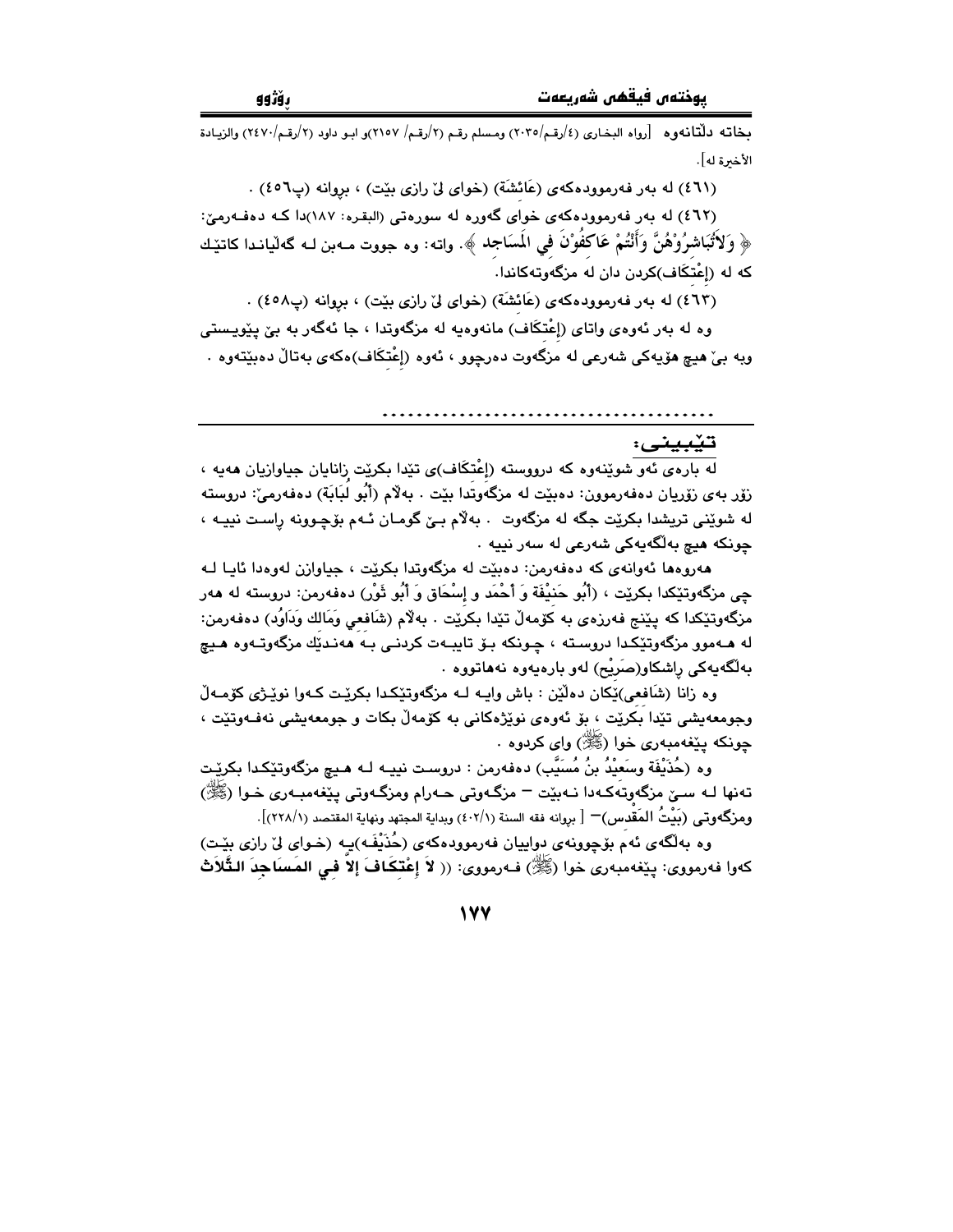بخاته دڵتانەوه [رواه البخاري (٤/رقم/٢٠٣٥) ومسلم رقم (٢/رقم/ ٢١٥٧)و ابو داود (٢/رقم/٢٤٧٠) والزيادة الأخيرة له].

(٤٦١) له بەر فەرموودەكەی (عَائِشَة) (خوای لیّ رازی بیّت) ، بږوانه (پ٤٥٦) .

(٤٦٢) له بەر فەرموودەكەی خوای گەوره له سورەتی (البقرە: ١٨٧)دا كـه دەفـەرمیّ: ﴿ وَلاَتُبَاشِرُوْهُنَّ وَأَنْتُمْ عَاكِفُوْنَ في المَسَاجِد ﴾. واته: وه جووت مـەبن لـه گەڵیانـدا كاتیّـك كه له (إِعْتِكَاف)كردن دان له مزگەوتەكاندا.

(٤٦٣) له بەر فەرموودەكەی (عَائِشَة) (خوای لیّ رازی بیّت) ، بږوانه (پ٤٥٨) .

وه له بەر ئەوەی واتای (إِعْتِكَاف) مانەوەیه له مزگەوتدا ، جا ئەگەر بە بیّ پیّویستی وبە بیّ هیچ هۆیەكی شەرعی له مزگەوت دەرچوو ، ئەوه (إِعْتِكَاف)ەكەی بەتاڵ دەبیّتەوه .

.....................................

**تێبینی:**

له بارەی ئەو شوێنەوه كه دورووسته (إِعْتِكَاف)ی تیّدا بكریّت زانایان جیاوازیان هەیه ، زۆر بەی زۆریان دەفەرموون: دەبیّت له مزگەوتدا بیّت . بەڵام (أَبُو لُبَابَة) دەفەرمیّ: دروسته له شوێنی تریشدا بكریّت جگه له مزگەوت . بەڵام بـیّ گومـان ئـەم بۆچـوونه ڕاسـت نییـه ، چونكه هیچ بەڵگەیەكی شەرعی له سەر نییه .

هەروەها ئەوانەی كه دەفەرمن: دەبیّت له مزگەوتدا بكریّت ، جیاوازن لەوەدا ئایـا لـه چی مزگەوتیّكدا بكریّت ، (أَبُو حَنِيْفَة وَ أَحْمَد و إِسْحَاق وَ أَبُو ثَوْر) دەفەرمن: دروسته له هەر مزگەوتیّكدا كه پیّنج فەرزەی بە كۆمەڵ تیّدا بكریّت . بەڵام (شَافِعِي وَمَالِك وَدَاوُد) دەفەرمن: له هـەموو مزگەوتیّكـدا دروسـته ، چـونكه بـۆ تایبـەت كردنـی بـە هەنـدیّك مزگەوتـەوه هـیچ بەڵگەیەكی ڕاشكاو(صَرِيْح) لەو بارەیەوه نەهاتووه .

وه زانا (شَافِعِي)یەكان دەڵیّن : باش وایـه لـه مزگەوتیّكدا بكریّت كـەوا نویّـژی كۆمـەڵ وجومعەیشی تیّدا بكریّت ، بۆ ئەوەی نویّژەكانی بە كۆمەڵ بكات و جومعەیشی نەفـەوتیّت ، چونكه پیّغەمبەری خوا (ﷺ) وای كردوه .

وه (حُذَيْفَة وسَعِيْدُ بنُ مُسَيَّب) دەفەرمن : دروسـت نییـه لـه هـیچ مزگەوتیّكدا بكریّت تەنها لـه سـیّ مزگەوتەكـەدا نـەبیّت – مزگـەوتی حـەرام ومزگـەوتی پیّغەمبـەری خـوا (ﷺ) ومزگەوتی (بَيْتُ المَقْدِس)– [ بږوانه فقه السنة (٤٠٢/١) وبداية المجتهد ونهاية المقتصد (٢٢٨/١)].

وه بەڵگەی ئەم بۆچوونەی دواییان فەرموودەكەی (حُذَيْفَه)یـه (خـوای لیّ رازی بیّـت) كەوا فەرمووی: پیّغەمبەری خوا (ﷺ) فـەرمووی: (( **لاَ إِعْتِكَافَ إِلاَّ فِي المَسَاجِدِ الثَّلاَث**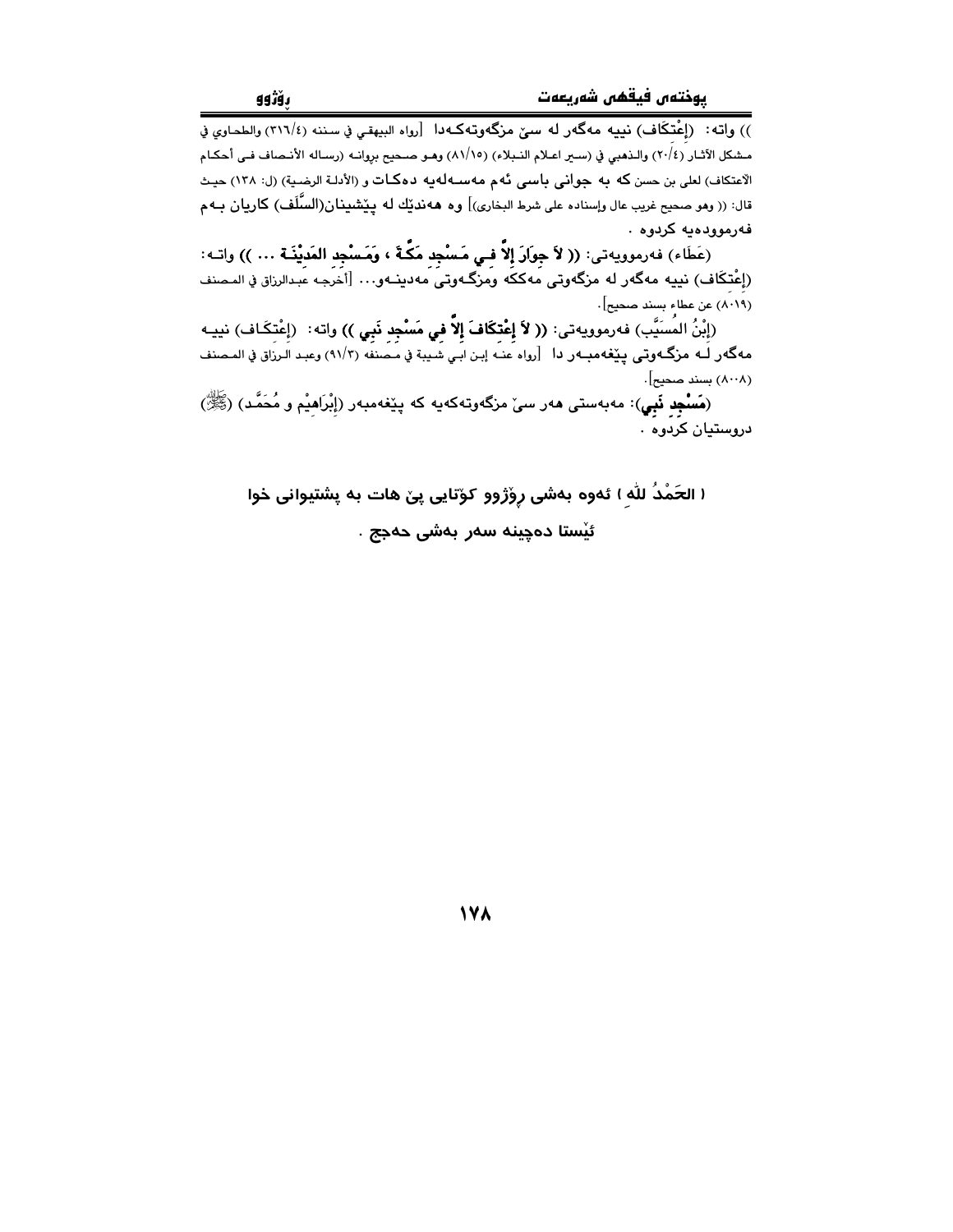)) واتە: (إعْتكَاف) نییە مەگەر لە سێ مزگەوتەکەدا [رواه البيهقي في سننه (٣١٦/٤) والطحاوي في مشكل الآثار (٢٠/٤) والذهبي في (سير اعلام النبلاء) (٨١/١٥) وهو صحيح بروانە (رسالە الأنصاف في أحكام الاعتكاف) لعلي بن حسن کە بە جوانی باسی ئەم مەسەلەیە دەکات و (الأدلة الرضية) (ل: ١٣٨) حيث قال: (( وهو صحيح غريب عال وإسناده على شرط البخاري))] وە هەندێك لە پێشینان(السَّلَف) کاریان بەم فەرموودەیە کردوە .

(عَطَاء) فەرموویەتی: (( **لاَ جِوَارَ إِلاَّ فِي مَسْجِدِ مَكَّةَ ، وَمَسْجِدِ المَدِيْنَةِ ...** )) واتە: (إعْتكَاف) نییە مەگەر لە مزگەوتی مەککە ومزگەوتی مەدینەو... [أخرجه عبدالرزاق في المصنف (٨٠١٩) عن عطاء بسند صحيح].

(إِبْنُ المُسَيَّب) فەرموویەتی: (( **لاَ إِعْتِكَافَ إِلاَّ فِي مَسْجِدِ نَبِي** )) واتە: (إعْتكَاف) نییە مەگەر لە مزگەوتی پێغەمبەر دا [رواه عنه إبن ابي شيبة في مصنفه (٩١/٣) وعبد الرزاق في المصنف (٨٠٠٨) بسند صحيح].

(**مَسْجِدِ نَبِي**): مەبەستی هەر سێ مزگەوتەکەیە کە پێغەمبەر (إِبْرَاهِيْم و مُحَمَّد) (ﷺ) دروستیان کردوە .

( الحَمْدُ للهِ ) ئەوە بەشی ڕۆژوو کۆتایی پێ هات بە پشتیوانی خوا

ئێستا دەچینە سەر بەشی حەجج .